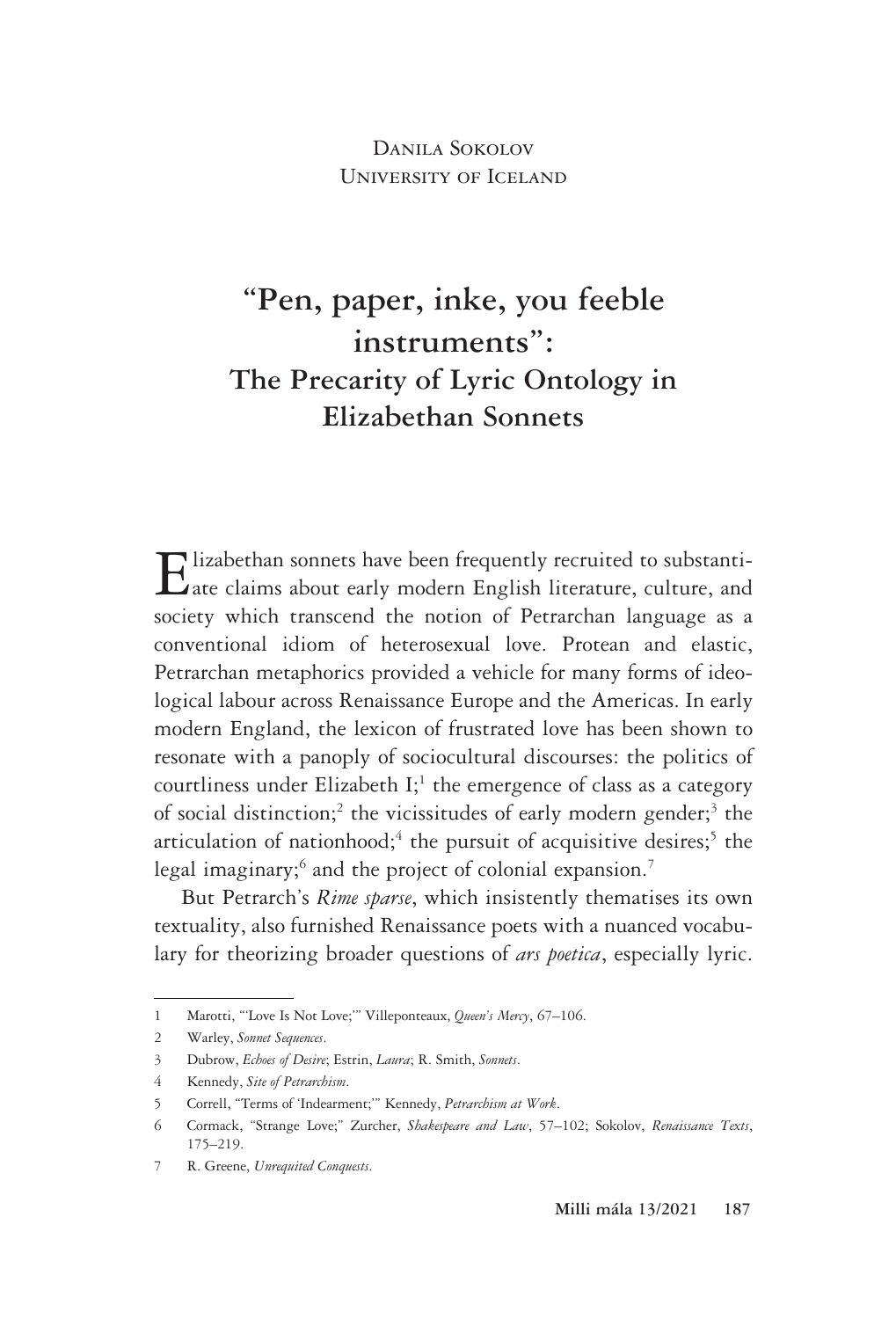Danila Sokolov
University of Iceland

# "Pen, paper, inke, you feeble instruments":
## The Precarity of Lyric Ontology in Elizabethan Sonnets

Elizabethan sonnets have been frequently recruited to substantiate claims about early modern English literature, culture, and society which transcend the notion of Petrarchan language as a conventional idiom of heterosexual love. Protean and elastic, Petrarchan metaphorics provided a vehicle for many forms of ideological labour across Renaissance Europe and the Americas. In early modern England, the lexicon of frustrated love has been shown to resonate with a panoply of sociocultural discourses: the politics of courtliness under Elizabeth I;[1] the emergence of class as a category of social distinction;[2] the vicissitudes of early modern gender;[3] the articulation of nationhood;[4] the pursuit of acquisitive desires;[5] the legal imaginary;[6] and the project of colonial expansion.[7]

But Petrarch's *Rime sparse*, which insistently thematises its own textuality, also furnished Renaissance poets with a nuanced vocabulary for theorizing broader questions of *ars poetica*, especially lyric.

---

1 Marotti, "'Love Is Not Love;'" Villeponteaux, *Queen's Mercy*, 67–106.

2 Warley, *Sonnet Sequences*.

3 Dubrow, *Echoes of Desire*; Estrin, *Laura*; R. Smith, *Sonnets*.

4 Kennedy, *Site of Petrarchism*.

5 Correll, "Terms of 'Indearment;'" Kennedy, *Petrarchism at Work*.

6 Cormack, "Strange Love;" Zurcher, *Shakespeare and Law*, 57–102; Sokolov, *Renaissance Texts*, 175–219.

7 R. Greene, *Unrequited Conquests*.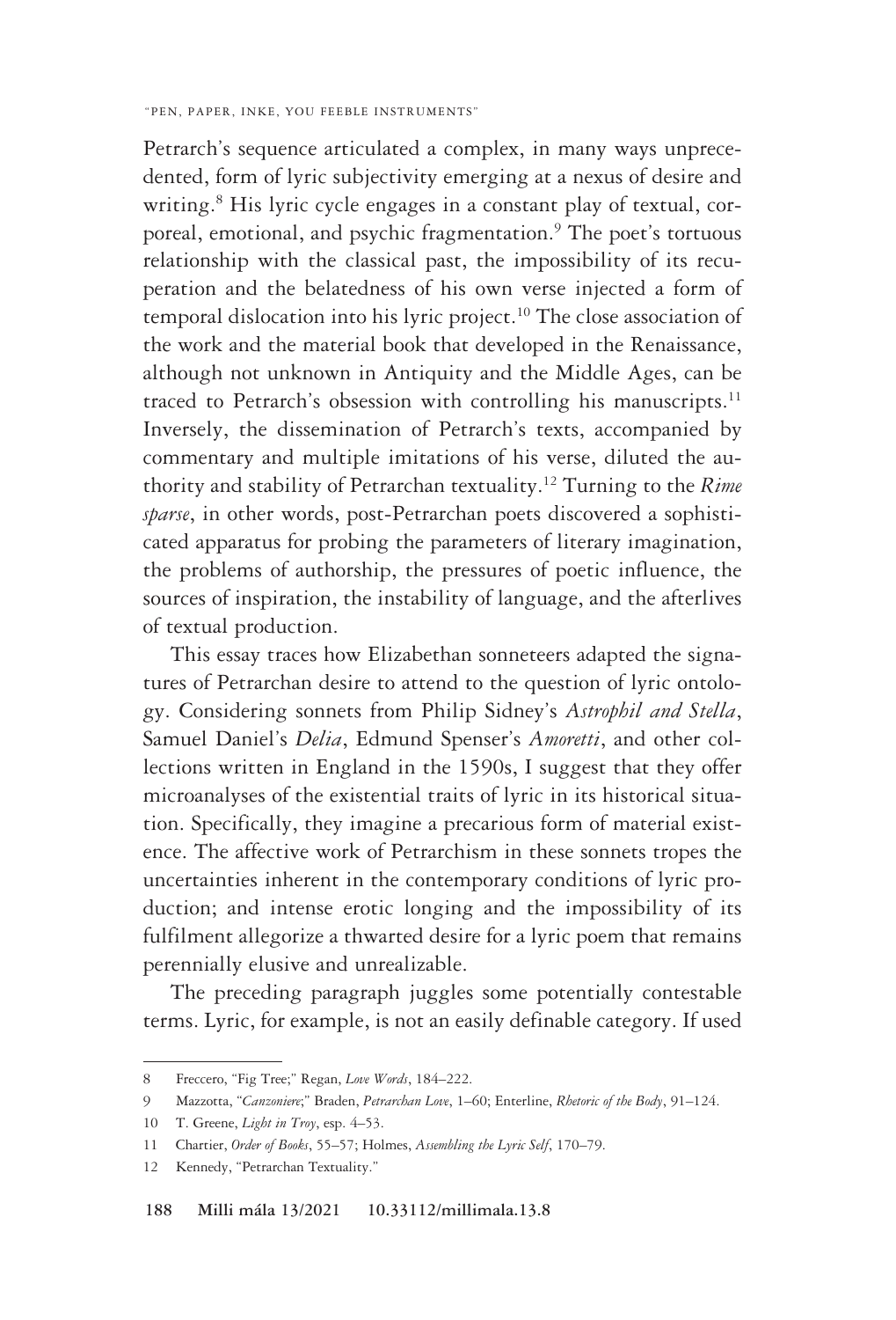Petrarch's sequence articulated a complex, in many ways unprecedented, form of lyric subjectivity emerging at a nexus of desire and writing.[8] His lyric cycle engages in a constant play of textual, corporeal, emotional, and psychic fragmentation.[9] The poet's tortuous relationship with the classical past, the impossibility of its recuperation and the belatedness of his own verse injected a form of temporal dislocation into his lyric project.[10] The close association of the work and the material book that developed in the Renaissance, although not unknown in Antiquity and the Middle Ages, can be traced to Petrarch's obsession with controlling his manuscripts.[11] Inversely, the dissemination of Petrarch's texts, accompanied by commentary and multiple imitations of his verse, diluted the authority and stability of Petrarchan textuality.[12] Turning to the *Rime sparse*, in other words, post-Petrarchan poets discovered a sophisticated apparatus for probing the parameters of literary imagination, the problems of authorship, the pressures of poetic influence, the sources of inspiration, the instability of language, and the afterlives of textual production.

This essay traces how Elizabethan sonneteers adapted the signatures of Petrarchan desire to attend to the question of lyric ontology. Considering sonnets from Philip Sidney's *Astrophil and Stella*, Samuel Daniel's *Delia*, Edmund Spenser's *Amoretti*, and other collections written in England in the 1590s, I suggest that they offer microanalyses of the existential traits of lyric in its historical situation. Specifically, they imagine a precarious form of material existence. The affective work of Petrarchism in these sonnets tropes the uncertainties inherent in the contemporary conditions of lyric production; and intense erotic longing and the impossibility of its fulfilment allegorize a thwarted desire for a lyric poem that remains perennially elusive and unrealizable.

The preceding paragraph juggles some potentially contestable terms. Lyric, for example, is not an easily definable category. If used

---

8 Freccero, "Fig Tree;" Regan, *Love Words*, 184–222.

9 Mazzotta, "*Canzoniere*;" Braden, *Petrarchan Love*, 1–60; Enterline, *Rhetoric of the Body*, 91–124.

10 T. Greene, *Light in Troy*, esp. 4–53.

11 Chartier, *Order of Books*, 55–57; Holmes, *Assembling the Lyric Self*, 170–79.

12 Kennedy, "Petrarchan Textuality."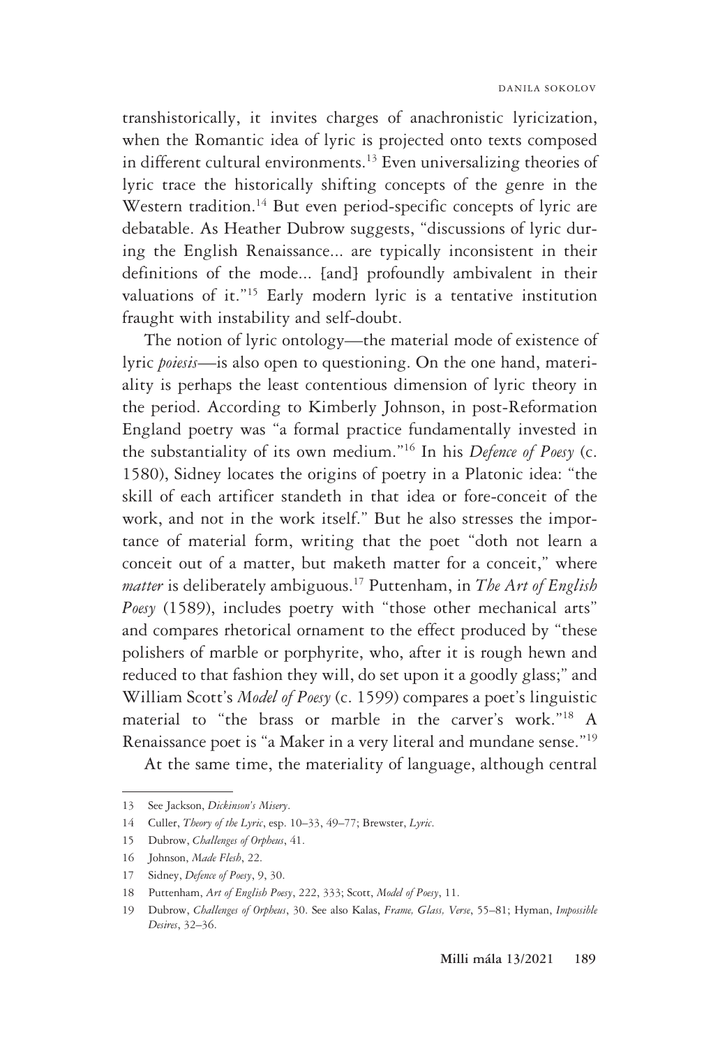transhistorically, it invites charges of anachronistic lyricization, when the Romantic idea of lyric is projected onto texts composed in different cultural environments.[13] Even universalizing theories of lyric trace the historically shifting concepts of the genre in the Western tradition.[14] But even period-specific concepts of lyric are debatable. As Heather Dubrow suggests, "discussions of lyric during the English Renaissance... are typically inconsistent in their definitions of the mode... [and] profoundly ambivalent in their valuations of it."[15] Early modern lyric is a tentative institution fraught with instability and self-doubt.

The notion of lyric ontology—the material mode of existence of lyric *poiesis*—is also open to questioning. On the one hand, materiality is perhaps the least contentious dimension of lyric theory in the period. According to Kimberly Johnson, in post-Reformation England poetry was "a formal practice fundamentally invested in the substantiality of its own medium."[16] In his *Defence of Poesy* (c. 1580), Sidney locates the origins of poetry in a Platonic idea: "the skill of each artificer standeth in that idea or fore-conceit of the work, and not in the work itself." But he also stresses the importance of material form, writing that the poet "doth not learn a conceit out of a matter, but maketh matter for a conceit," where *matter* is deliberately ambiguous.[17] Puttenham, in *The Art of English Poesy* (1589), includes poetry with "those other mechanical arts" and compares rhetorical ornament to the effect produced by "these polishers of marble or porphyrite, who, after it is rough hewn and reduced to that fashion they will, do set upon it a goodly glass;" and William Scott's *Model of Poesy* (c. 1599) compares a poet's linguistic material to "the brass or marble in the carver's work."[18] A Renaissance poet is "a Maker in a very literal and mundane sense."[19]

At the same time, the materiality of language, although central

---

13 See Jackson, *Dickinson's Misery*.

14 Culler, *Theory of the Lyric*, esp. 10–33, 49–77; Brewster, *Lyric*.

15 Dubrow, *Challenges of Orpheus*, 41.

16 Johnson, *Made Flesh*, 22.

17 Sidney, *Defence of Poesy*, 9, 30.

18 Puttenham, *Art of English Poesy*, 222, 333; Scott, *Model of Poesy*, 11.

19 Dubrow, *Challenges of Orpheus*, 30. See also Kalas, *Frame, Glass, Verse*, 55–81; Hyman, *Impossible Desires*, 32–36.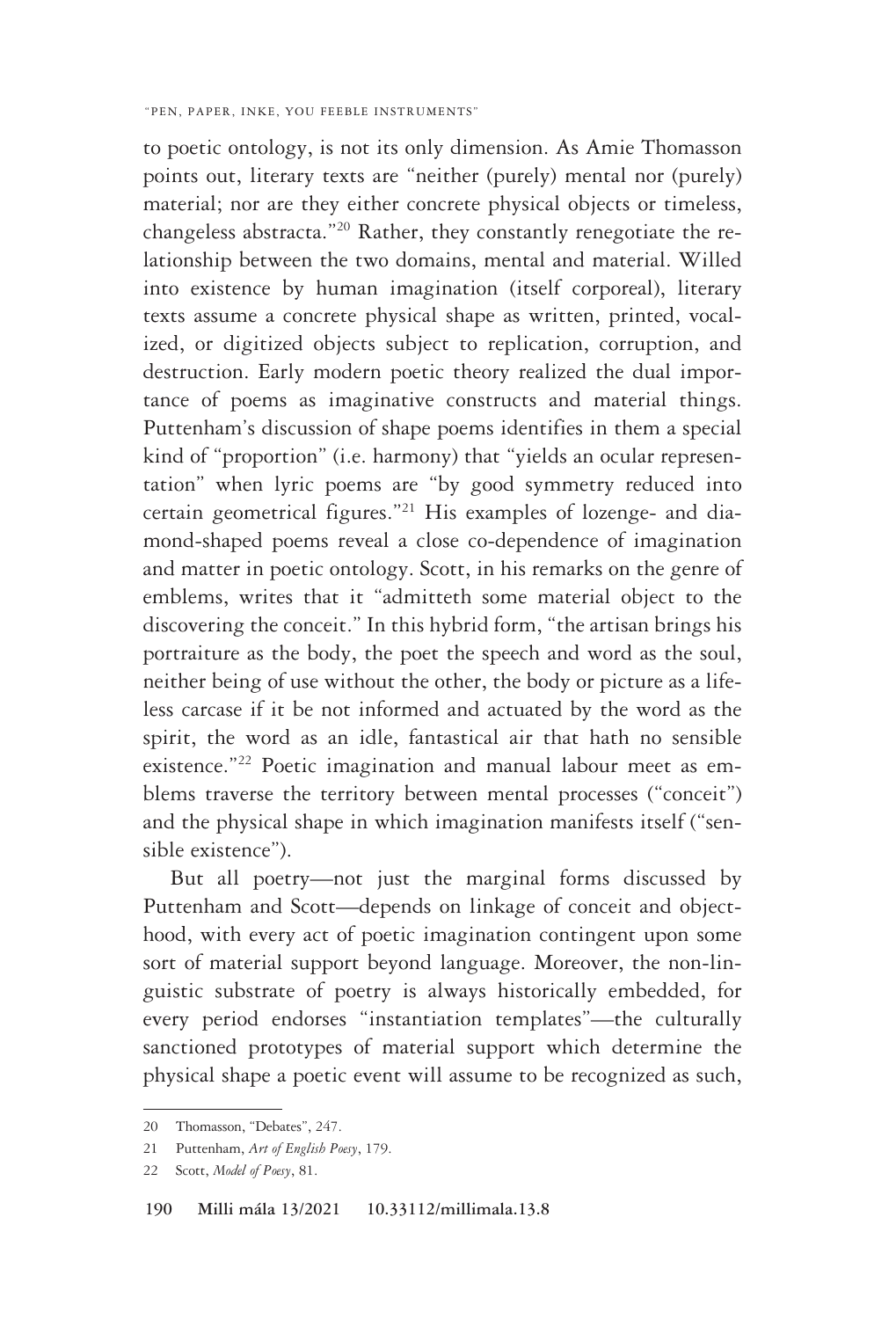to poetic ontology, is not its only dimension. As Amie Thomasson points out, literary texts are "neither (purely) mental nor (purely) material; nor are they either concrete physical objects or timeless, changeless abstracta."[20] Rather, they constantly renegotiate the relationship between the two domains, mental and material. Willed into existence by human imagination (itself corporeal), literary texts assume a concrete physical shape as written, printed, vocalized, or digitized objects subject to replication, corruption, and destruction. Early modern poetic theory realized the dual importance of poems as imaginative constructs and material things. Puttenham's discussion of shape poems identifies in them a special kind of "proportion" (i.e. harmony) that "yields an ocular representation" when lyric poems are "by good symmetry reduced into certain geometrical figures."[21] His examples of lozenge- and diamond-shaped poems reveal a close co-dependence of imagination and matter in poetic ontology. Scott, in his remarks on the genre of emblems, writes that it "admitteth some material object to the discovering the conceit." In this hybrid form, "the artisan brings his portraiture as the body, the poet the speech and word as the soul, neither being of use without the other, the body or picture as a lifeless carcase if it be not informed and actuated by the word as the spirit, the word as an idle, fantastical air that hath no sensible existence."[22] Poetic imagination and manual labour meet as emblems traverse the territory between mental processes ("conceit") and the physical shape in which imagination manifests itself ("sensible existence").

But all poetry—not just the marginal forms discussed by Puttenham and Scott—depends on linkage of conceit and objecthood, with every act of poetic imagination contingent upon some sort of material support beyond language. Moreover, the non-linguistic substrate of poetry is always historically embedded, for every period endorses "instantiation templates"—the culturally sanctioned prototypes of material support which determine the physical shape a poetic event will assume to be recognized as such,

---

20 Thomasson, "Debates", 247.

21 Puttenham, *Art of English Poesy*, 179.

22 Scott, *Model of Poesy*, 81.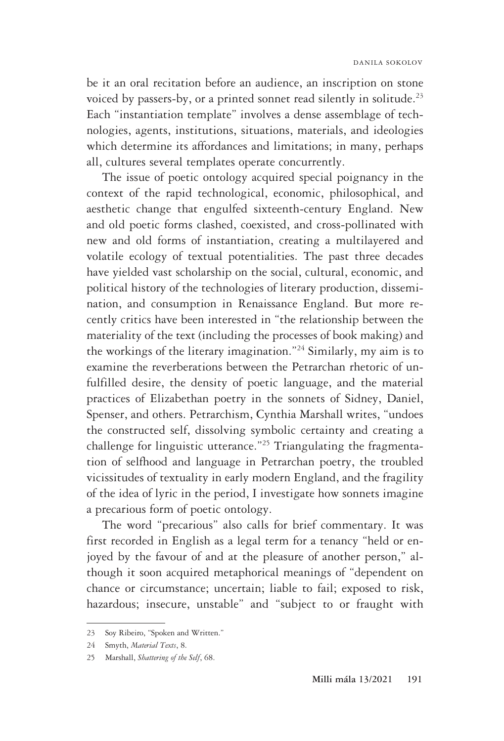be it an oral recitation before an audience, an inscription on stone voiced by passers-by, or a printed sonnet read silently in solitude.[23] Each "instantiation template" involves a dense assemblage of technologies, agents, institutions, situations, materials, and ideologies which determine its affordances and limitations; in many, perhaps all, cultures several templates operate concurrently.

The issue of poetic ontology acquired special poignancy in the context of the rapid technological, economic, philosophical, and aesthetic change that engulfed sixteenth-century England. New and old poetic forms clashed, coexisted, and cross-pollinated with new and old forms of instantiation, creating a multilayered and volatile ecology of textual potentialities. The past three decades have yielded vast scholarship on the social, cultural, economic, and political history of the technologies of literary production, dissemination, and consumption in Renaissance England. But more recently critics have been interested in "the relationship between the materiality of the text (including the processes of book making) and the workings of the literary imagination."[24] Similarly, my aim is to examine the reverberations between the Petrarchan rhetoric of unfulfilled desire, the density of poetic language, and the material practices of Elizabethan poetry in the sonnets of Sidney, Daniel, Spenser, and others. Petrarchism, Cynthia Marshall writes, "undoes the constructed self, dissolving symbolic certainty and creating a challenge for linguistic utterance."[25] Triangulating the fragmentation of selfhood and language in Petrarchan poetry, the troubled vicissitudes of textuality in early modern England, and the fragility of the idea of lyric in the period, I investigate how sonnets imagine a precarious form of poetic ontology.

The word "precarious" also calls for brief commentary. It was first recorded in English as a legal term for a tenancy "held or enjoyed by the favour of and at the pleasure of another person," although it soon acquired metaphorical meanings of "dependent on chance or circumstance; uncertain; liable to fail; exposed to risk, hazardous; insecure, unstable" and "subject to or fraught with

---

23 Soy Ribeiro, "Spoken and Written."

24 Smyth, *Material Texts*, 8.

25 Marshall, *Shattering of the Self*, 68.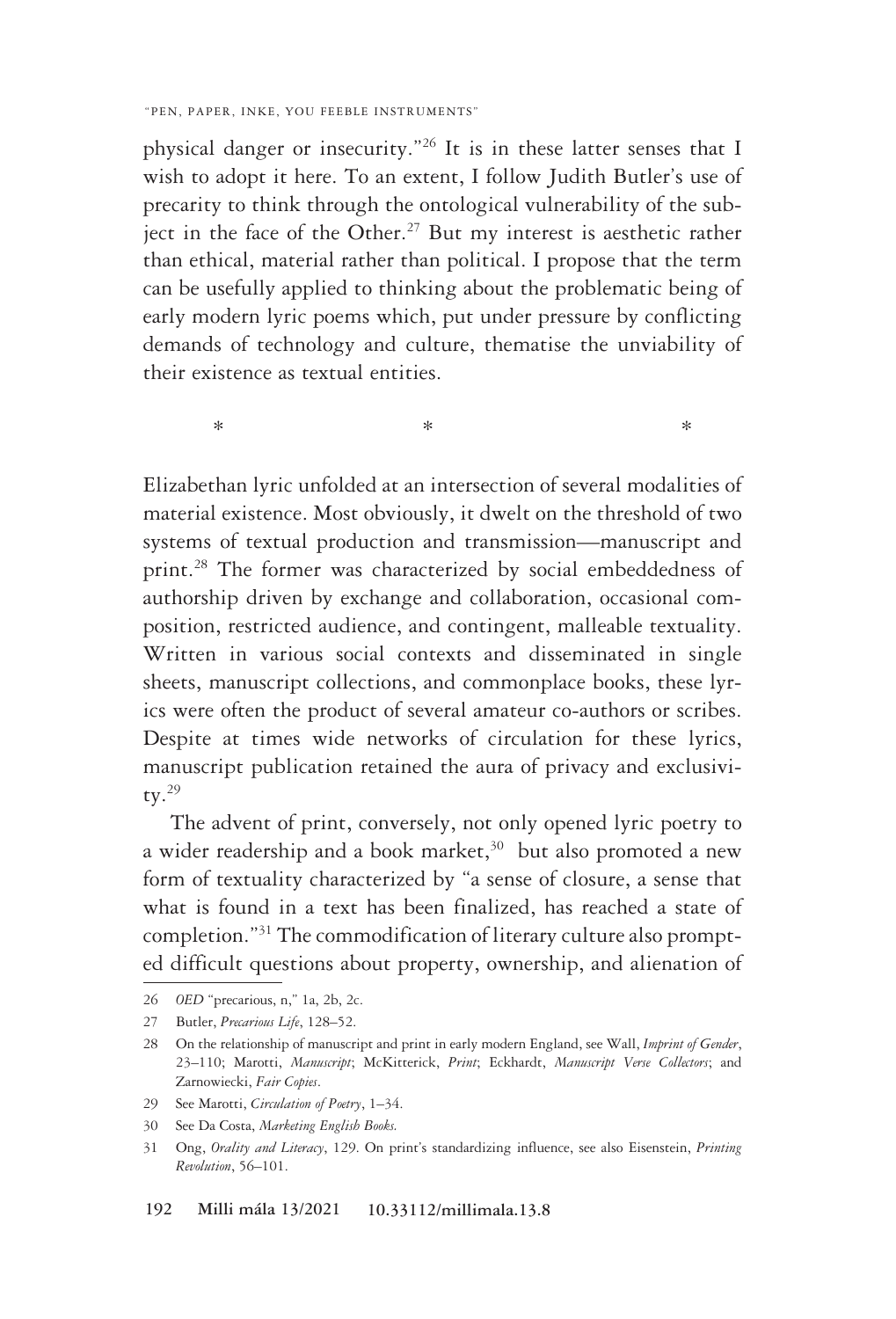physical danger or insecurity."[26] It is in these latter senses that I wish to adopt it here. To an extent, I follow Judith Butler's use of precarity to think through the ontological vulnerability of the subject in the face of the Other.[27] But my interest is aesthetic rather than ethical, material rather than political. I propose that the term can be usefully applied to thinking about the problematic being of early modern lyric poems which, put under pressure by conflicting demands of technology and culture, thematise the unviability of their existence as textual entities.

\* \* \*

Elizabethan lyric unfolded at an intersection of several modalities of material existence. Most obviously, it dwelt on the threshold of two systems of textual production and transmission—manuscript and print.[28] The former was characterized by social embeddedness of authorship driven by exchange and collaboration, occasional composition, restricted audience, and contingent, malleable textuality. Written in various social contexts and disseminated in single sheets, manuscript collections, and commonplace books, these lyrics were often the product of several amateur co-authors or scribes. Despite at times wide networks of circulation for these lyrics, manuscript publication retained the aura of privacy and exclusivity.[29]

The advent of print, conversely, not only opened lyric poetry to a wider readership and a book market,[30] but also promoted a new form of textuality characterized by "a sense of closure, a sense that what is found in a text has been finalized, has reached a state of completion."[31] The commodification of literary culture also prompted difficult questions about property, ownership, and alienation of

---

26 *OED* "precarious, n," 1a, 2b, 2c.

27 Butler, *Precarious Life*, 128–52.

28 On the relationship of manuscript and print in early modern England, see Wall, *Imprint of Gender*, 23–110; Marotti, *Manuscript*; McKitterick, *Print*; Eckhardt, *Manuscript Verse Collectors*; and Zarnowiecki, *Fair Copies*.

29 See Marotti, *Circulation of Poetry*, 1–34.

30 See Da Costa, *Marketing English Books*.

31 Ong, *Orality and Literacy*, 129. On print's standardizing influence, see also Eisenstein, *Printing Revolution*, 56–101.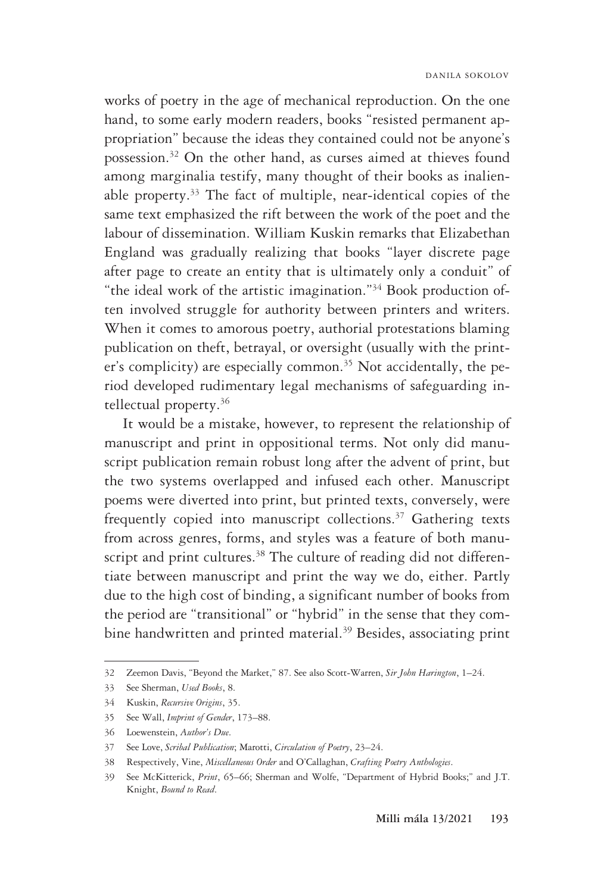works of poetry in the age of mechanical reproduction. On the one hand, to some early modern readers, books "resisted permanent appropriation" because the ideas they contained could not be anyone's possession.[32] On the other hand, as curses aimed at thieves found among marginalia testify, many thought of their books as inalienable property.[33] The fact of multiple, near-identical copies of the same text emphasized the rift between the work of the poet and the labour of dissemination. William Kuskin remarks that Elizabethan England was gradually realizing that books "layer discrete page after page to create an entity that is ultimately only a conduit" of "the ideal work of the artistic imagination."[34] Book production often involved struggle for authority between printers and writers. When it comes to amorous poetry, authorial protestations blaming publication on theft, betrayal, or oversight (usually with the printer's complicity) are especially common.[35] Not accidentally, the period developed rudimentary legal mechanisms of safeguarding intellectual property.[36]

It would be a mistake, however, to represent the relationship of manuscript and print in oppositional terms. Not only did manuscript publication remain robust long after the advent of print, but the two systems overlapped and infused each other. Manuscript poems were diverted into print, but printed texts, conversely, were frequently copied into manuscript collections.[37] Gathering texts from across genres, forms, and styles was a feature of both manuscript and print cultures.[38] The culture of reading did not differentiate between manuscript and print the way we do, either. Partly due to the high cost of binding, a significant number of books from the period are "transitional" or "hybrid" in the sense that they combine handwritten and printed material.[39] Besides, associating print

---

32 Zeemon Davis, "Beyond the Market," 87. See also Scott-Warren, *Sir John Harington*, 1–24.

33 See Sherman, *Used Books*, 8.

34 Kuskin, *Recursive Origins*, 35.

35 See Wall, *Imprint of Gender*, 173–88.

36 Loewenstein, *Author's Due*.

37 See Love, *Scribal Publication*; Marotti, *Circulation of Poetry*, 23–24.

38 Respectively, Vine, *Miscellaneous Order* and O'Callaghan, *Crafting Poetry Anthologies*.

39 See McKitterick, *Print*, 65–66; Sherman and Wolfe, "Department of Hybrid Books;" and J.T. Knight, *Bound to Read*.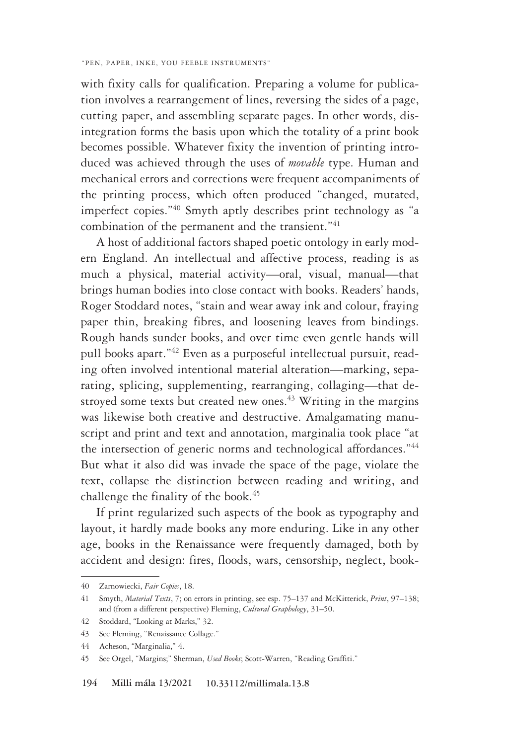with fixity calls for qualification. Preparing a volume for publication involves a rearrangement of lines, reversing the sides of a page, cutting paper, and assembling separate pages. In other words, disintegration forms the basis upon which the totality of a print book becomes possible. Whatever fixity the invention of printing introduced was achieved through the uses of *movable* type. Human and mechanical errors and corrections were frequent accompaniments of the printing process, which often produced "changed, mutated, imperfect copies."[40] Smyth aptly describes print technology as "a combination of the permanent and the transient."[41]

A host of additional factors shaped poetic ontology in early modern England. An intellectual and affective process, reading is as much a physical, material activity—oral, visual, manual—that brings human bodies into close contact with books. Readers' hands, Roger Stoddard notes, "stain and wear away ink and colour, fraying paper thin, breaking fibres, and loosening leaves from bindings. Rough hands sunder books, and over time even gentle hands will pull books apart."[42] Even as a purposeful intellectual pursuit, reading often involved intentional material alteration—marking, separating, splicing, supplementing, rearranging, collaging—that destroyed some texts but created new ones.[43] Writing in the margins was likewise both creative and destructive. Amalgamating manuscript and print and text and annotation, marginalia took place "at the intersection of generic norms and technological affordances."[44] But what it also did was invade the space of the page, violate the text, collapse the distinction between reading and writing, and challenge the finality of the book.[45]

If print regularized such aspects of the book as typography and layout, it hardly made books any more enduring. Like in any other age, books in the Renaissance were frequently damaged, both by accident and design: fires, floods, wars, censorship, neglect, book-

---

40 Zarnowiecki, *Fair Copies*, 18.

41 Smyth, *Material Texts*, 7; on errors in printing, see esp. 75–137 and McKitterick, *Print*, 97–138; and (from a different perspective) Fleming, *Cultural Graphology*, 31–50.

42 Stoddard, "Looking at Marks," 32.

43 See Fleming, "Renaissance Collage."

44 Acheson, "Marginalia," 4.

45 See Orgel, "Margins;" Sherman, *Used Books*; Scott-Warren, "Reading Graffiti."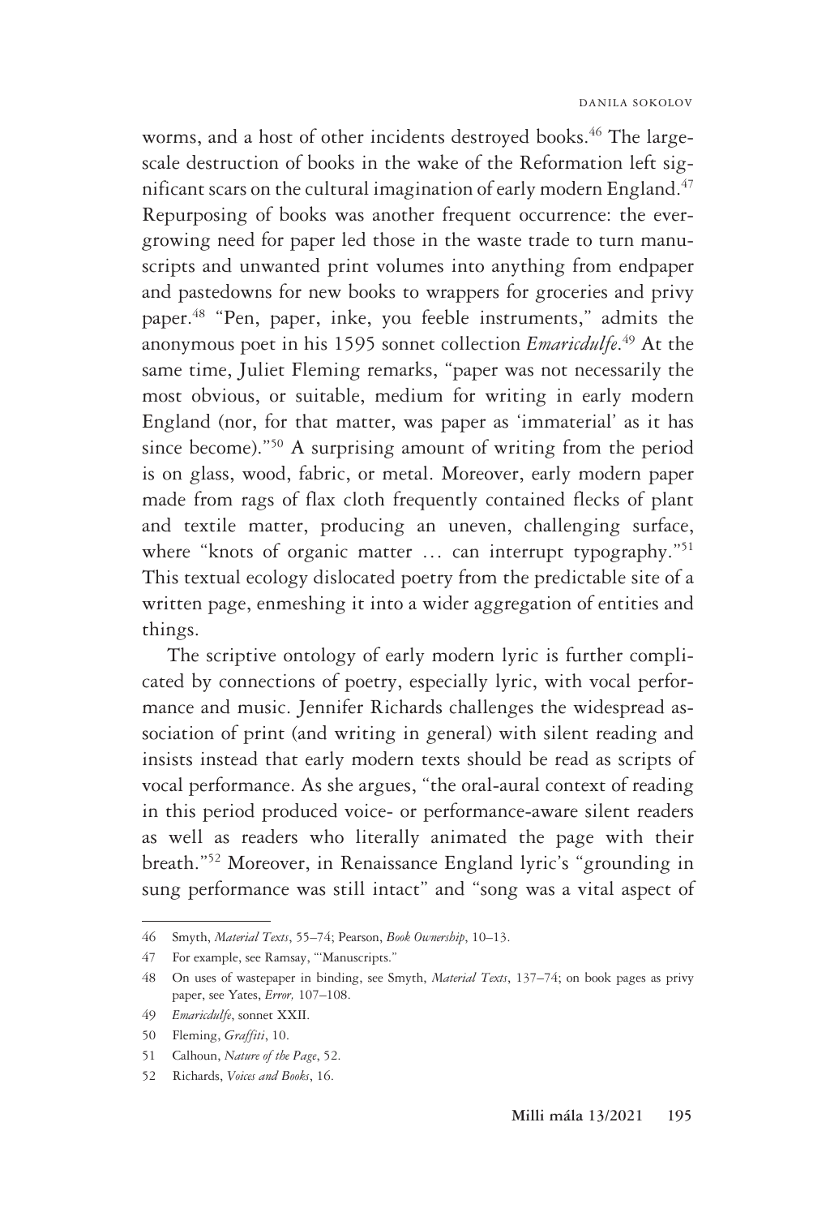worms, and a host of other incidents destroyed books.[46] The large-scale destruction of books in the wake of the Reformation left significant scars on the cultural imagination of early modern England.[47] Repurposing of books was another frequent occurrence: the ever-growing need for paper led those in the waste trade to turn manuscripts and unwanted print volumes into anything from endpaper and pastedowns for new books to wrappers for groceries and privy paper.[48] "Pen, paper, inke, you feeble instruments," admits the anonymous poet in his 1595 sonnet collection *Emaricdulfe*.[49] At the same time, Juliet Fleming remarks, "paper was not necessarily the most obvious, or suitable, medium for writing in early modern England (nor, for that matter, was paper as 'immaterial' as it has since become)."[50] A surprising amount of writing from the period is on glass, wood, fabric, or metal. Moreover, early modern paper made from rags of flax cloth frequently contained flecks of plant and textile matter, producing an uneven, challenging surface, where "knots of organic matter … can interrupt typography."[51] This textual ecology dislocated poetry from the predictable site of a written page, enmeshing it into a wider aggregation of entities and things.

The scriptive ontology of early modern lyric is further complicated by connections of poetry, especially lyric, with vocal performance and music. Jennifer Richards challenges the widespread association of print (and writing in general) with silent reading and insists instead that early modern texts should be read as scripts of vocal performance. As she argues, "the oral-aural context of reading in this period produced voice- or performance-aware silent readers as well as readers who literally animated the page with their breath."[52] Moreover, in Renaissance England lyric's "grounding in sung performance was still intact" and "song was a vital aspect of

---

46 Smyth, *Material Texts*, 55–74; Pearson, *Book Ownership*, 10–13.

47 For example, see Ramsay, "'Manuscripts."

48 On uses of wastepaper in binding, see Smyth, *Material Texts*, 137–74; on book pages as privy paper, see Yates, *Error,* 107–108.

49 *Emaricdulfe*, sonnet XXII.

50 Fleming, *Graffiti*, 10.

51 Calhoun, *Nature of the Page*, 52.

52 Richards, *Voices and Books*, 16.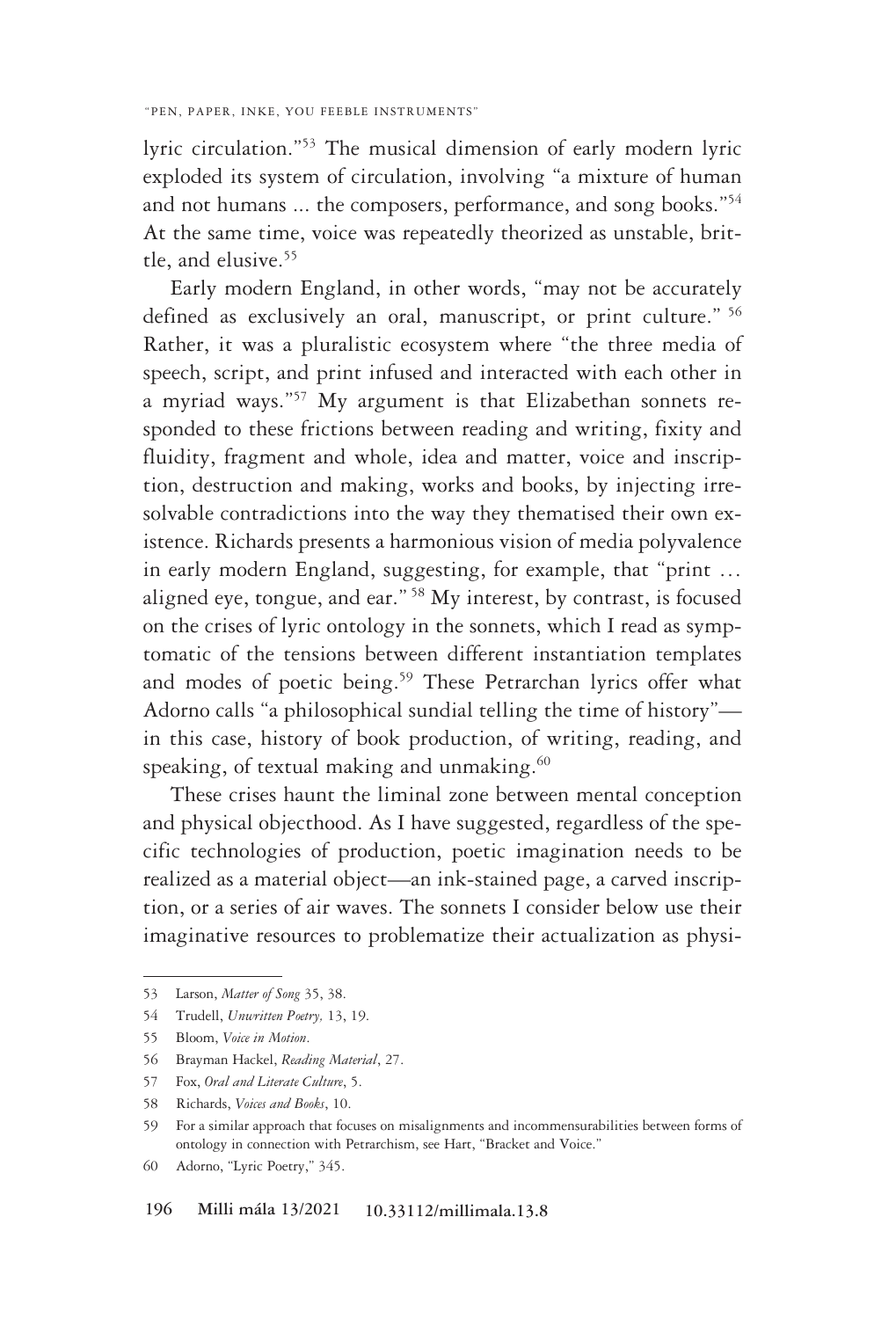lyric circulation."[53] The musical dimension of early modern lyric exploded its system of circulation, involving "a mixture of human and not humans ... the composers, performance, and song books."[54] At the same time, voice was repeatedly theorized as unstable, brittle, and elusive.[55]

Early modern England, in other words, "may not be accurately defined as exclusively an oral, manuscript, or print culture."[56] Rather, it was a pluralistic ecosystem where "the three media of speech, script, and print infused and interacted with each other in a myriad ways."[57] My argument is that Elizabethan sonnets responded to these frictions between reading and writing, fixity and fluidity, fragment and whole, idea and matter, voice and inscription, destruction and making, works and books, by injecting irresolvable contradictions into the way they thematised their own existence. Richards presents a harmonious vision of media polyvalence in early modern England, suggesting, for example, that "print … aligned eye, tongue, and ear."[58] My interest, by contrast, is focused on the crises of lyric ontology in the sonnets, which I read as symptomatic of the tensions between different instantiation templates and modes of poetic being.[59] These Petrarchan lyrics offer what Adorno calls "a philosophical sundial telling the time of history"—in this case, history of book production, of writing, reading, and speaking, of textual making and unmaking.[60]

These crises haunt the liminal zone between mental conception and physical objecthood. As I have suggested, regardless of the specific technologies of production, poetic imagination needs to be realized as a material object—an ink-stained page, a carved inscription, or a series of air waves. The sonnets I consider below use their imaginative resources to problematize their actualization as physi-

---

53 Larson, *Matter of Song* 35, 38.

54 Trudell, *Unwritten Poetry,* 13, 19.

55 Bloom, *Voice in Motion*.

56 Brayman Hackel, *Reading Material*, 27.

57 Fox, *Oral and Literate Culture*, 5.

58 Richards, *Voices and Books*, 10.

59 For a similar approach that focuses on misalignments and incommensurabilities between forms of ontology in connection with Petrarchism, see Hart, "Bracket and Voice."

60 Adorno, "Lyric Poetry," 345.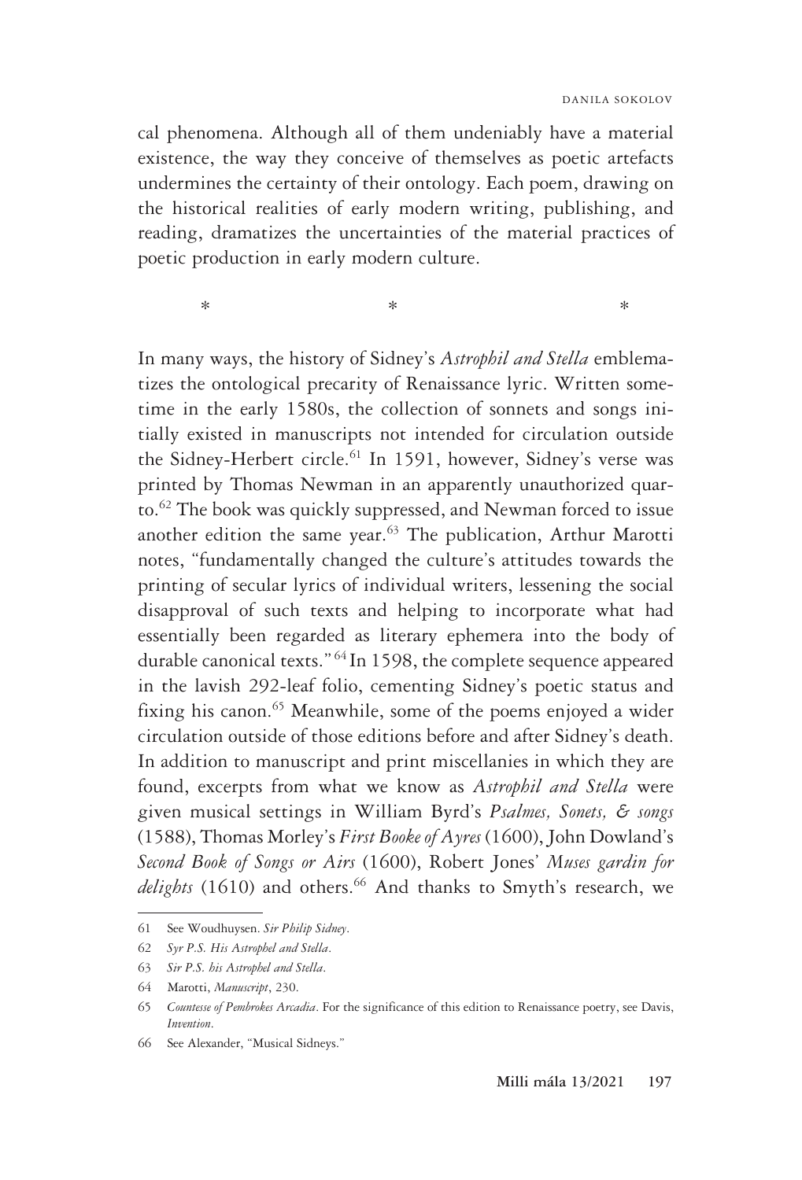cal phenomena. Although all of them undeniably have a material existence, the way they conceive of themselves as poetic artefacts undermines the certainty of their ontology. Each poem, drawing on the historical realities of early modern writing, publishing, and reading, dramatizes the uncertainties of the material practices of poetic production in early modern culture.

\*　　　　　\*　　　　　\*

In many ways, the history of Sidney's *Astrophil and Stella* emblematizes the ontological precarity of Renaissance lyric. Written sometime in the early 1580s, the collection of sonnets and songs initially existed in manuscripts not intended for circulation outside the Sidney-Herbert circle.[61] In 1591, however, Sidney's verse was printed by Thomas Newman in an apparently unauthorized quarto.[62] The book was quickly suppressed, and Newman forced to issue another edition the same year.[63] The publication, Arthur Marotti notes, "fundamentally changed the culture's attitudes towards the printing of secular lyrics of individual writers, lessening the social disapproval of such texts and helping to incorporate what had essentially been regarded as literary ephemera into the body of durable canonical texts."[64] In 1598, the complete sequence appeared in the lavish 292-leaf folio, cementing Sidney's poetic status and fixing his canon.[65] Meanwhile, some of the poems enjoyed a wider circulation outside of those editions before and after Sidney's death. In addition to manuscript and print miscellanies in which they are found, excerpts from what we know as *Astrophil and Stella* were given musical settings in William Byrd's *Psalmes, Sonets, & songs* (1588), Thomas Morley's *First Booke of Ayres* (1600), John Dowland's *Second Book of Songs or Airs* (1600), Robert Jones' *Muses gardin for delights* (1610) and others.[66] And thanks to Smyth's research, we

---

61 See Woudhuysen. *Sir Philip Sidney*.

62 *Syr P.S. His Astrophel and Stella*.

63 *Sir P.S. his Astrophel and Stella*.

64 Marotti, *Manuscript*, 230.

65 *Countesse of Pembrokes Arcadia*. For the significance of this edition to Renaissance poetry, see Davis, *Invention*.

66 See Alexander, "Musical Sidneys."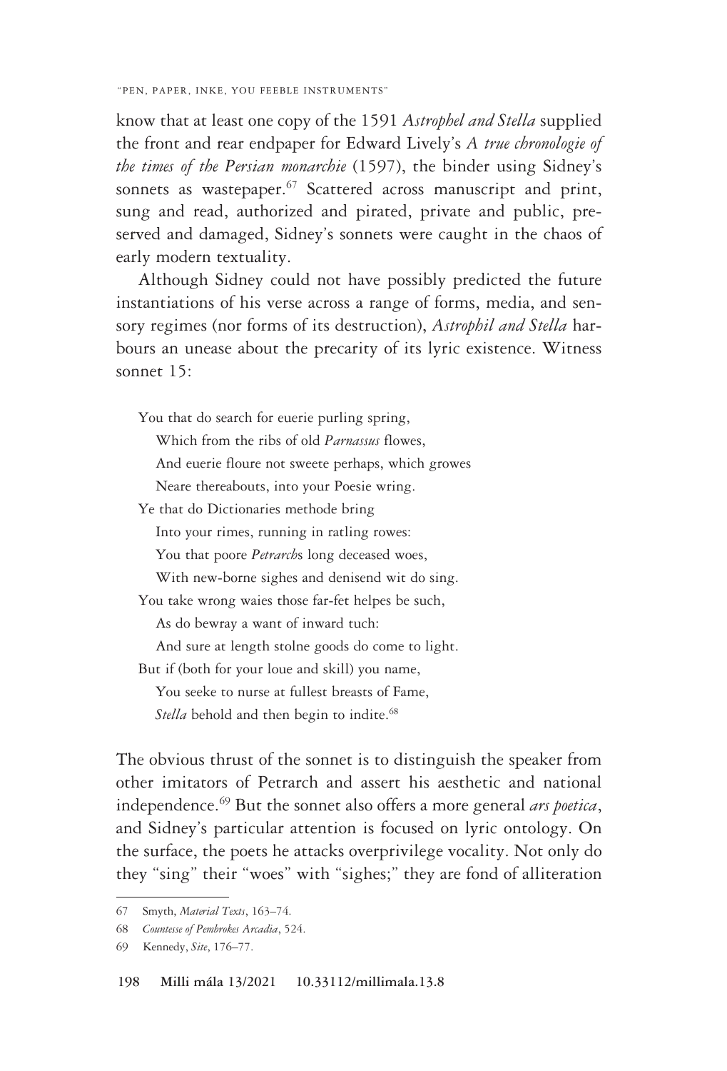know that at least one copy of the 1591 *Astrophel and Stella* supplied the front and rear endpaper for Edward Lively's *A true chronologie of the times of the Persian monarchie* (1597), the binder using Sidney's sonnets as wastepaper.[67] Scattered across manuscript and print, sung and read, authorized and pirated, private and public, preserved and damaged, Sidney's sonnets were caught in the chaos of early modern textuality.

Although Sidney could not have possibly predicted the future instantiations of his verse across a range of forms, media, and sensory regimes (nor forms of its destruction), *Astrophil and Stella* harbours an unease about the precarity of its lyric existence. Witness sonnet 15:

> You that do search for euerie purling spring,
> Which from the ribs of old *Parnassus* flowes,
> And euerie floure not sweete perhaps, which growes
> Neare thereabouts, into your Poesie wring.
> Ye that do Dictionaries methode bring
> Into your rimes, running in ratling rowes:
> You that poore *Petrarch*s long deceased woes,
> With new-borne sighes and denisend wit do sing.
> You take wrong waies those far-fet helpes be such,
> As do bewray a want of inward tuch:
> And sure at length stolne goods do come to light.
> But if (both for your loue and skill) you name,
> You seeke to nurse at fullest breasts of Fame,
> *Stella* behold and then begin to indite.[68]

The obvious thrust of the sonnet is to distinguish the speaker from other imitators of Petrarch and assert his aesthetic and national independence.[69] But the sonnet also offers a more general *ars poetica*, and Sidney's particular attention is focused on lyric ontology. On the surface, the poets he attacks overprivilege vocality. Not only do they "sing" their "woes" with "sighes;" they are fond of alliteration

---

67 Smyth, *Material Texts*, 163–74.

68 *Countesse of Pembrokes Arcadia*, 524.

69 Kennedy, *Site*, 176–77.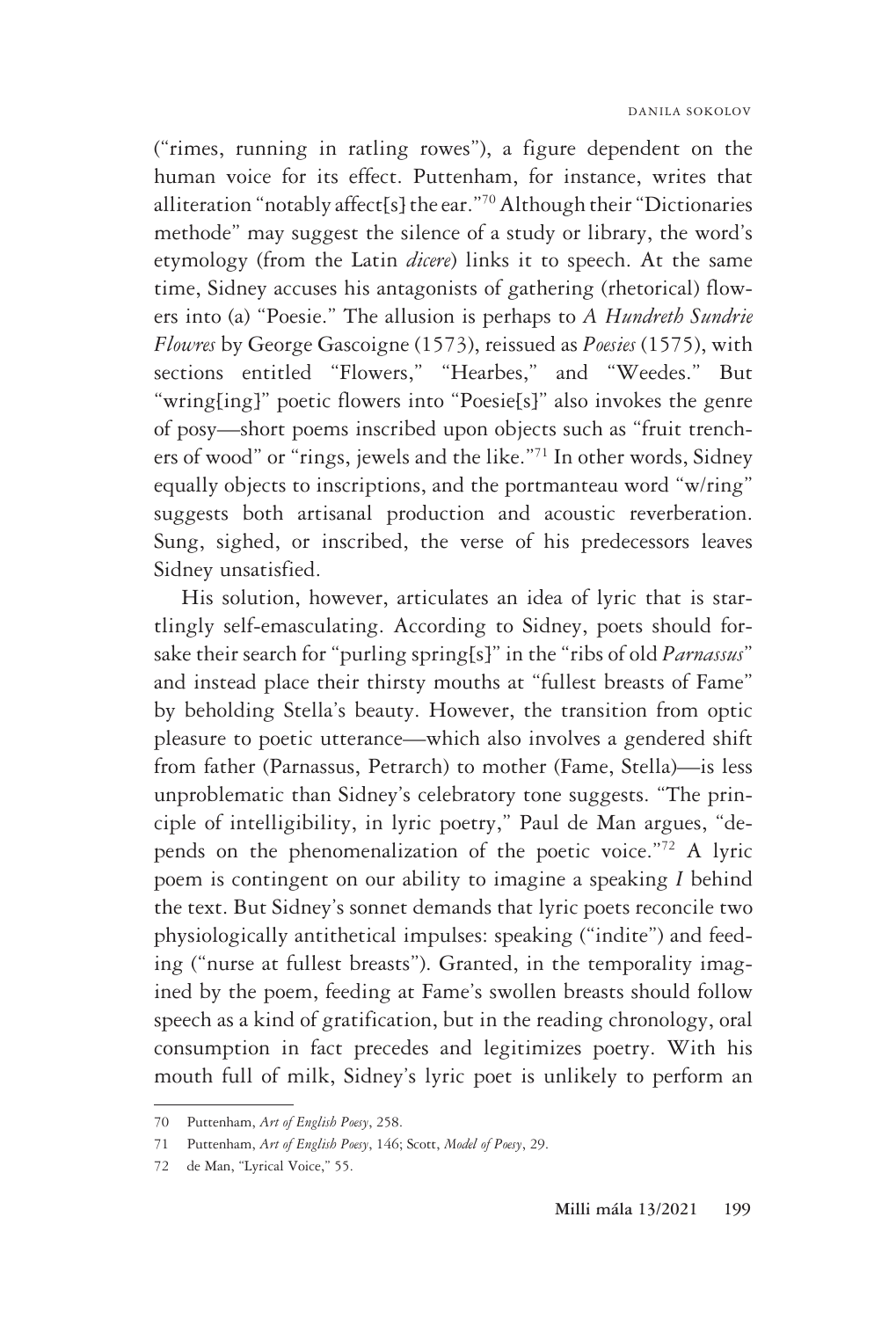("rimes, running in ratling rowes"), a figure dependent on the human voice for its effect. Puttenham, for instance, writes that alliteration "notably affect[s] the ear."[70] Although their "Dictionaries methode" may suggest the silence of a study or library, the word's etymology (from the Latin *dicere*) links it to speech. At the same time, Sidney accuses his antagonists of gathering (rhetorical) flowers into (a) "Poesie." The allusion is perhaps to *A Hundreth Sundrie Flowres* by George Gascoigne (1573), reissued as *Poesies* (1575), with sections entitled "Flowers," "Hearbes," and "Weedes." But "wring[ing]" poetic flowers into "Poesie[s]" also invokes the genre of posy—short poems inscribed upon objects such as "fruit trenchers of wood" or "rings, jewels and the like."[71] In other words, Sidney equally objects to inscriptions, and the portmanteau word "w/ring" suggests both artisanal production and acoustic reverberation. Sung, sighed, or inscribed, the verse of his predecessors leaves Sidney unsatisfied.

His solution, however, articulates an idea of lyric that is startlingly self-emasculating. According to Sidney, poets should forsake their search for "purling spring[s]" in the "ribs of old *Parnassus*" and instead place their thirsty mouths at "fullest breasts of Fame" by beholding Stella's beauty. However, the transition from optic pleasure to poetic utterance—which also involves a gendered shift from father (Parnassus, Petrarch) to mother (Fame, Stella)—is less unproblematic than Sidney's celebratory tone suggests. "The principle of intelligibility, in lyric poetry," Paul de Man argues, "depends on the phenomenalization of the poetic voice."[72] A lyric poem is contingent on our ability to imagine a speaking *I* behind the text. But Sidney's sonnet demands that lyric poets reconcile two physiologically antithetical impulses: speaking ("indite") and feeding ("nurse at fullest breasts"). Granted, in the temporality imagined by the poem, feeding at Fame's swollen breasts should follow speech as a kind of gratification, but in the reading chronology, oral consumption in fact precedes and legitimizes poetry. With his mouth full of milk, Sidney's lyric poet is unlikely to perform an

---

70 Puttenham, *Art of English Poesy*, 258.

71 Puttenham, *Art of English Poesy*, 146; Scott, *Model of Poesy*, 29.

72 de Man, "Lyrical Voice," 55.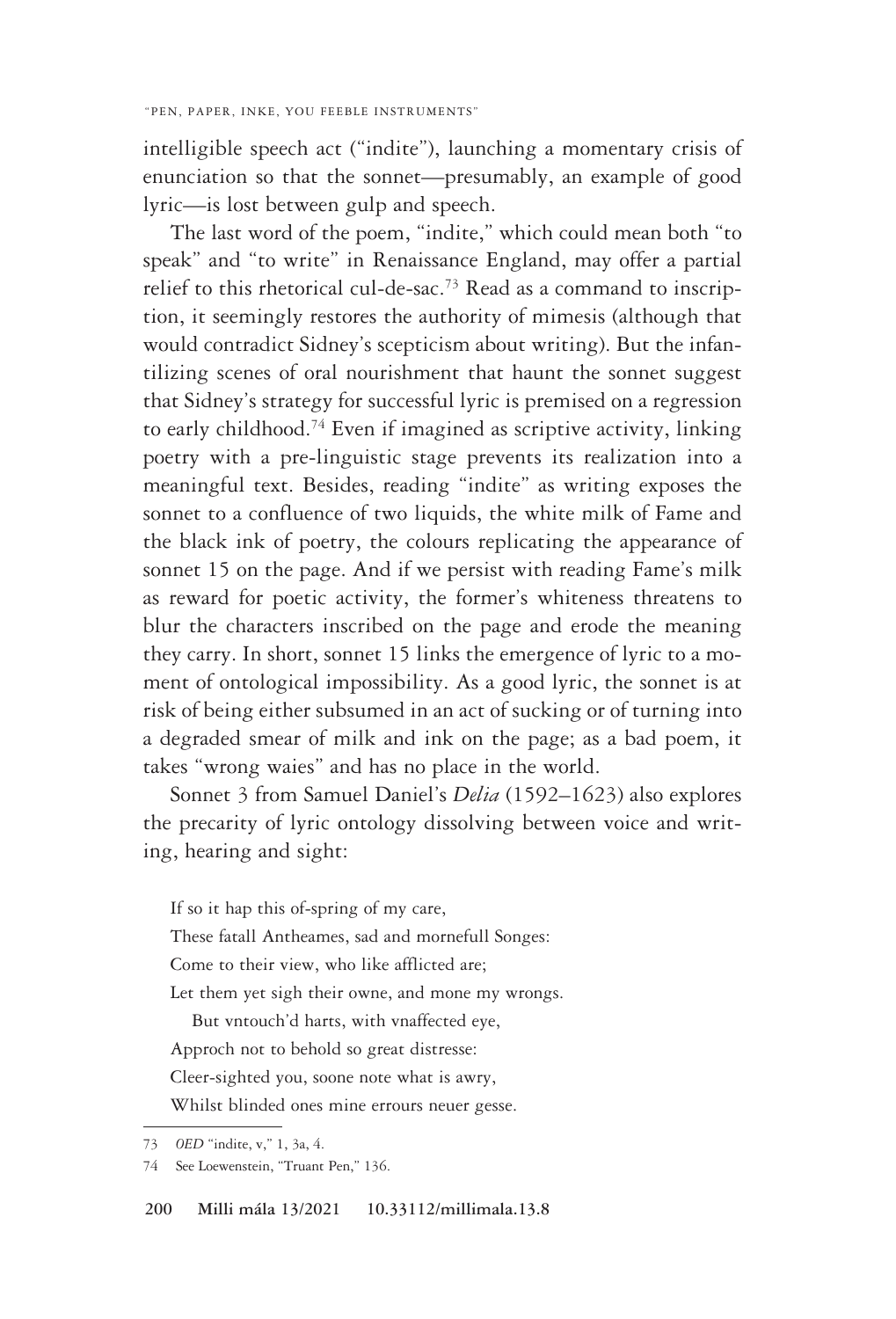intelligible speech act ("indite"), launching a momentary crisis of enunciation so that the sonnet—presumably, an example of good lyric—is lost between gulp and speech.

The last word of the poem, "indite," which could mean both "to speak" and "to write" in Renaissance England, may offer a partial relief to this rhetorical cul-de-sac.[73] Read as a command to inscription, it seemingly restores the authority of mimesis (although that would contradict Sidney's scepticism about writing). But the infantilizing scenes of oral nourishment that haunt the sonnet suggest that Sidney's strategy for successful lyric is premised on a regression to early childhood.[74] Even if imagined as scriptive activity, linking poetry with a pre-linguistic stage prevents its realization into a meaningful text. Besides, reading "indite" as writing exposes the sonnet to a confluence of two liquids, the white milk of Fame and the black ink of poetry, the colours replicating the appearance of sonnet 15 on the page. And if we persist with reading Fame's milk as reward for poetic activity, the former's whiteness threatens to blur the characters inscribed on the page and erode the meaning they carry. In short, sonnet 15 links the emergence of lyric to a moment of ontological impossibility. As a good lyric, the sonnet is at risk of being either subsumed in an act of sucking or of turning into a degraded smear of milk and ink on the page; as a bad poem, it takes "wrong waies" and has no place in the world.

Sonnet 3 from Samuel Daniel's *Delia* (1592–1623) also explores the precarity of lyric ontology dissolving between voice and writing, hearing and sight:

> If so it hap this of-spring of my care,
> These fatall Antheames, sad and mornefull Songes:
> Come to their view, who like afflicted are;
> Let them yet sigh their owne, and mone my wrongs.
> &nbsp;&nbsp;&nbsp;But vntouch'd harts, with vnaffected eye,
> Approch not to behold so great distresse:
> Cleer-sighted you, soone note what is awry,
> Whilst blinded ones mine errours neuer gesse.

---

73 *OED* "indite, v," 1, 3a, 4.

74 See Loewenstein, "Truant Pen," 136.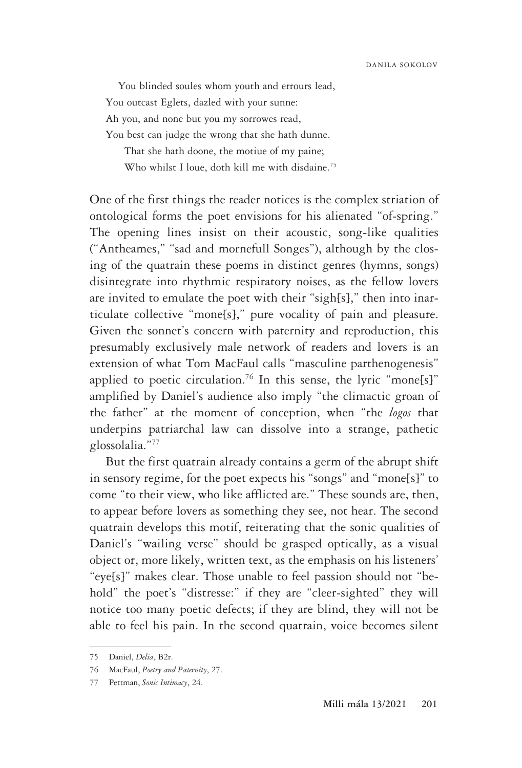You blinded soules whom youth and errours lead,  
You outcast Eglets, dazled with your sunne:  
Ah you, and none but you my sorrowes read,  
You best can judge the wrong that she hath dunne.  
  That she hath doone, the motiue of my paine;  
  Who whilst I loue, doth kill me with disdaine.[75]

One of the first things the reader notices is the complex striation of ontological forms the poet envisions for his alienated "of-spring." The opening lines insist on their acoustic, song-like qualities ("Antheames," "sad and mornefull Songes"), although by the closing of the quatrain these poems in distinct genres (hymns, songs) disintegrate into rhythmic respiratory noises, as the fellow lovers are invited to emulate the poet with their "sigh[s]," then into inarticulate collective "mone[s]," pure vocality of pain and pleasure. Given the sonnet's concern with paternity and reproduction, this presumably exclusively male network of readers and lovers is an extension of what Tom MacFaul calls "masculine parthenogenesis" applied to poetic circulation.[76] In this sense, the lyric "mone[s]" amplified by Daniel's audience also imply "the climactic groan of the father" at the moment of conception, when "the *logos* that underpins patriarchal law can dissolve into a strange, pathetic glossolalia."[77]

But the first quatrain already contains a germ of the abrupt shift in sensory regime, for the poet expects his "songs" and "mone[s]" to come "to their view, who like afflicted are." These sounds are, then, to appear before lovers as something they see, not hear. The second quatrain develops this motif, reiterating that the sonic qualities of Daniel's "wailing verse" should be grasped optically, as a visual object or, more likely, written text, as the emphasis on his listeners' "eye[s]" makes clear. Those unable to feel passion should not "behold" the poet's "distresse:" if they are "cleer-sighted" they will notice too many poetic defects; if they are blind, they will not be able to feel his pain. In the second quatrain, voice becomes silent

---

75 Daniel, *Delia*, B2r.

76 MacFaul, *Poetry and Paternity*, 27.

77 Pettman, *Sonic Intimacy*, 24.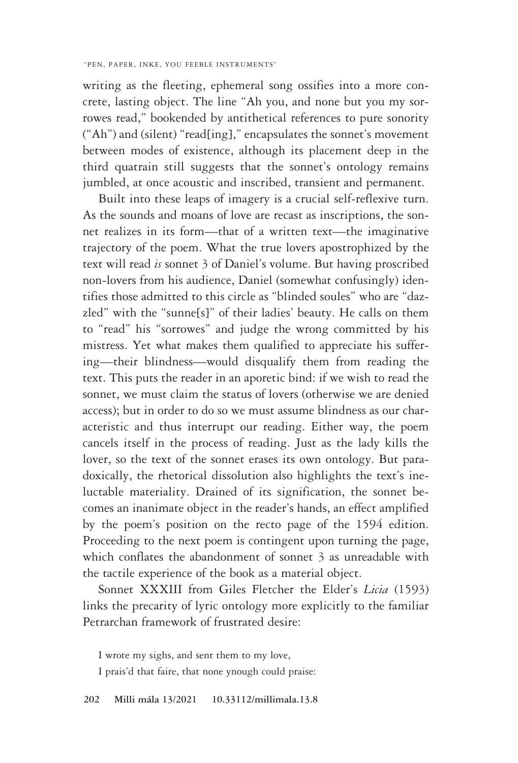writing as the fleeting, ephemeral song ossifies into a more concrete, lasting object. The line "Ah you, and none but you my sorrowes read," bookended by antithetical references to pure sonority ("Ah") and (silent) "read[ing]," encapsulates the sonnet's movement between modes of existence, although its placement deep in the third quatrain still suggests that the sonnet's ontology remains jumbled, at once acoustic and inscribed, transient and permanent.

Built into these leaps of imagery is a crucial self-reflexive turn. As the sounds and moans of love are recast as inscriptions, the sonnet realizes in its form—that of a written text—the imaginative trajectory of the poem. What the true lovers apostrophized by the text will read *is* sonnet 3 of Daniel's volume. But having proscribed non-lovers from his audience, Daniel (somewhat confusingly) identifies those admitted to this circle as "blinded soules" who are "dazzled" with the "sunne[s]" of their ladies' beauty. He calls on them to "read" his "sorrowes" and judge the wrong committed by his mistress. Yet what makes them qualified to appreciate his suffering—their blindness—would disqualify them from reading the text. This puts the reader in an aporetic bind: if we wish to read the sonnet, we must claim the status of lovers (otherwise we are denied access); but in order to do so we must assume blindness as our characteristic and thus interrupt our reading. Either way, the poem cancels itself in the process of reading. Just as the lady kills the lover, so the text of the sonnet erases its own ontology. But paradoxically, the rhetorical dissolution also highlights the text's ineluctable materiality. Drained of its signification, the sonnet becomes an inanimate object in the reader's hands, an effect amplified by the poem's position on the recto page of the 1594 edition. Proceeding to the next poem is contingent upon turning the page, which conflates the abandonment of sonnet 3 as unreadable with the tactile experience of the book as a material object.

Sonnet XXXIII from Giles Fletcher the Elder's *Licia* (1593) links the precarity of lyric ontology more explicitly to the familiar Petrarchan framework of frustrated desire:

> I wrote my sighs, and sent them to my love,
> I prais'd that faire, that none ynough could praise: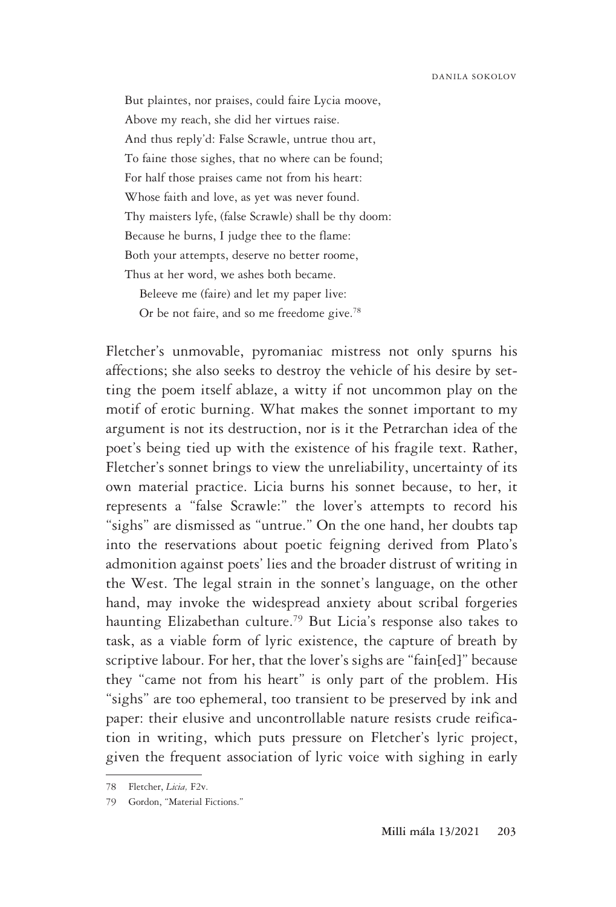But plaintes, nor praises, could faire Lycia moove,  
Above my reach, she did her virtues raise.  
And thus reply'd: False Scrawle, untrue thou art,  
To faine those sighes, that no where can be found;  
For half those praises came not from his heart:  
Whose faith and love, as yet was never found.  
Thy maisters lyfe, (false Scrawle) shall be thy doom:  
Because he burns, I judge thee to the flame:  
Both your attempts, deserve no better roome,  
Thus at her word, we ashes both became.  
  Beleeve me (faire) and let my paper live:  
  Or be not faire, and so me freedome give.[78]

Fletcher's unmovable, pyromaniac mistress not only spurns his affections; she also seeks to destroy the vehicle of his desire by setting the poem itself ablaze, a witty if not uncommon play on the motif of erotic burning. What makes the sonnet important to my argument is not its destruction, nor is it the Petrarchan idea of the poet's being tied up with the existence of his fragile text. Rather, Fletcher's sonnet brings to view the unreliability, uncertainty of its own material practice. Licia burns his sonnet because, to her, it represents a "false Scrawle:" the lover's attempts to record his "sighs" are dismissed as "untrue." On the one hand, her doubts tap into the reservations about poetic feigning derived from Plato's admonition against poets' lies and the broader distrust of writing in the West. The legal strain in the sonnet's language, on the other hand, may invoke the widespread anxiety about scribal forgeries haunting Elizabethan culture.[79] But Licia's response also takes to task, as a viable form of lyric existence, the capture of breath by scriptive labour. For her, that the lover's sighs are "fain[ed]" because they "came not from his heart" is only part of the problem. His "sighs" are too ephemeral, too transient to be preserved by ink and paper: their elusive and uncontrollable nature resists crude reification in writing, which puts pressure on Fletcher's lyric project, given the frequent association of lyric voice with sighing in early

---

78 Fletcher, *Licia,* F2v.

79 Gordon, "Material Fictions."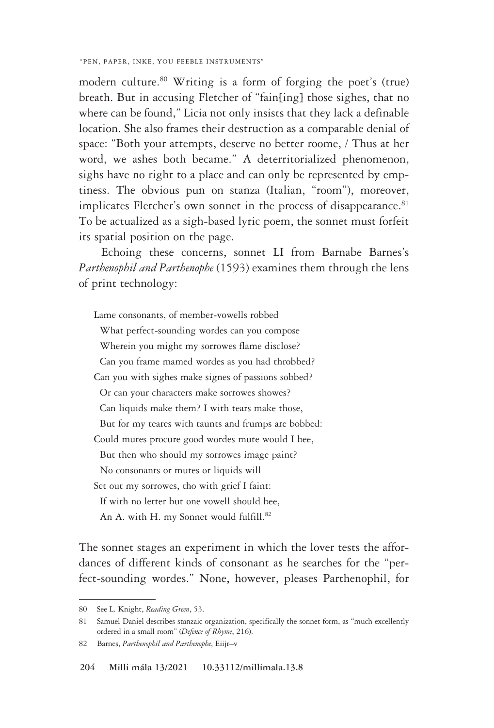modern culture.[80] Writing is a form of forging the poet's (true) breath. But in accusing Fletcher of "fain[ing] those sighes, that no where can be found," Licia not only insists that they lack a definable location. She also frames their destruction as a comparable denial of space: "Both your attempts, deserve no better roome, / Thus at her word, we ashes both became." A deterritorialized phenomenon, sighs have no right to a place and can only be represented by emptiness. The obvious pun on stanza (Italian, "room"), moreover, implicates Fletcher's own sonnet in the process of disappearance.[81] To be actualized as a sigh-based lyric poem, the sonnet must forfeit its spatial position on the page.

Echoing these concerns, sonnet LI from Barnabe Barnes's *Parthenophil and Parthenophe* (1593) examines them through the lens of print technology:

> Lame consonants, of member-vowells robbed  
> What perfect-sounding wordes can you compose  
> Wherein you might my sorrowes flame disclose?  
> Can you frame mamed wordes as you had throbbed?  
> Can you with sighes make signes of passions sobbed?  
> Or can your characters make sorrowes showes?  
> Can liquids make them? I with tears make those,  
> But for my teares with taunts and frumps are bobbed:  
> Could mutes procure good wordes mute would I bee,  
> But then who should my sorrowes image paint?  
> No consonants or mutes or liquids will  
> Set out my sorrowes, tho with grief I faint:  
> If with no letter but one vowell should bee,  
> An A. with H. my Sonnet would fulfill.[82]

The sonnet stages an experiment in which the lover tests the affordances of different kinds of consonant as he searches for the "perfect-sounding wordes." None, however, pleases Parthenophil, for

---

80 See L. Knight, *Reading Green*, 53.

81 Samuel Daniel describes stanzaic organization, specifically the sonnet form, as "much excellently ordered in a small room" (*Defence of Rhyme*, 216).

82 Barnes, *Parthenophil and Parthenophe*, Eiijr–v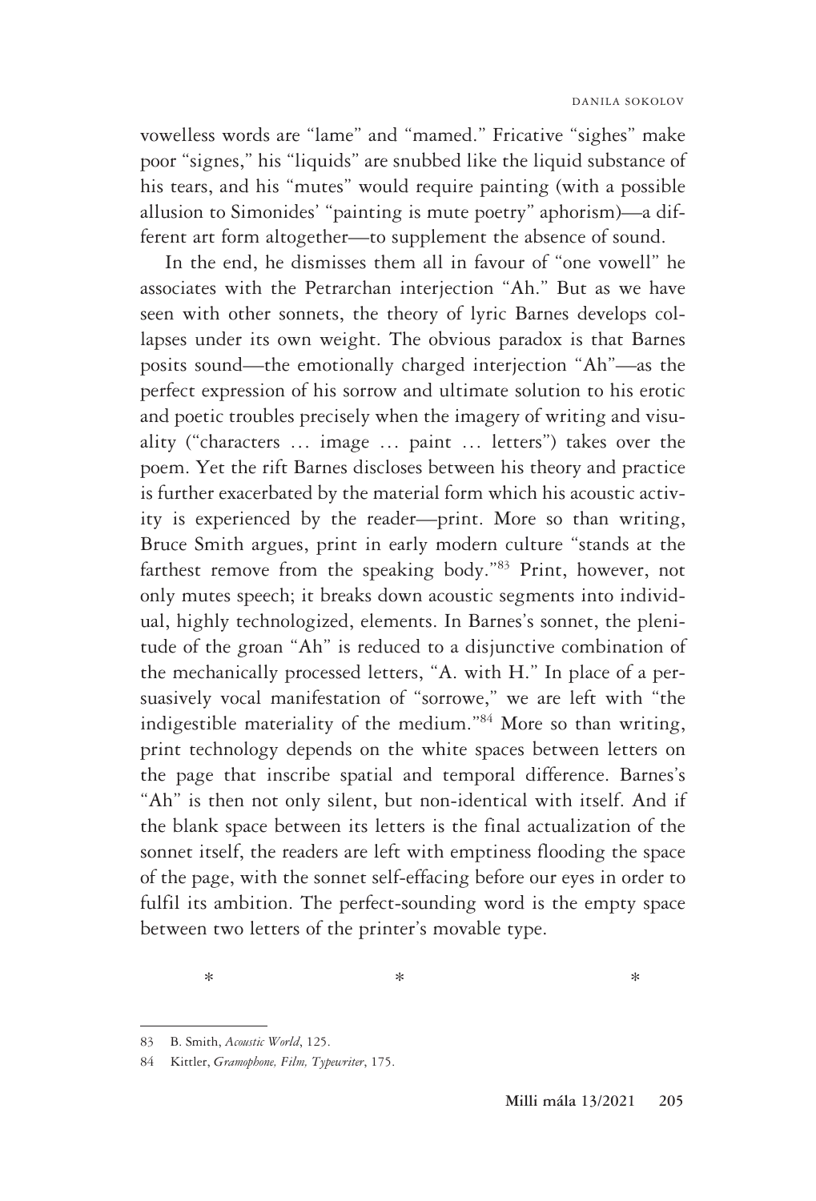vowelless words are "lame" and "mamed." Fricative "sighes" make poor "signes," his "liquids" are snubbed like the liquid substance of his tears, and his "mutes" would require painting (with a possible allusion to Simonides' "painting is mute poetry" aphorism)—a different art form altogether—to supplement the absence of sound.

In the end, he dismisses them all in favour of "one vowell" he associates with the Petrarchan interjection "Ah." But as we have seen with other sonnets, the theory of lyric Barnes develops collapses under its own weight. The obvious paradox is that Barnes posits sound—the emotionally charged interjection "Ah"—as the perfect expression of his sorrow and ultimate solution to his erotic and poetic troubles precisely when the imagery of writing and visuality ("characters … image … paint … letters") takes over the poem. Yet the rift Barnes discloses between his theory and practice is further exacerbated by the material form which his acoustic activity is experienced by the reader—print. More so than writing, Bruce Smith argues, print in early modern culture "stands at the farthest remove from the speaking body."[83] Print, however, not only mutes speech; it breaks down acoustic segments into individual, highly technologized, elements. In Barnes's sonnet, the plenitude of the groan "Ah" is reduced to a disjunctive combination of the mechanically processed letters, "A. with H." In place of a persuasively vocal manifestation of "sorrowe," we are left with "the indigestible materiality of the medium."[84] More so than writing, print technology depends on the white spaces between letters on the page that inscribe spatial and temporal difference. Barnes's "Ah" is then not only silent, but non-identical with itself. And if the blank space between its letters is the final actualization of the sonnet itself, the readers are left with emptiness flooding the space of the page, with the sonnet self-effacing before our eyes in order to fulfil its ambition. The perfect-sounding word is the empty space between two letters of the printer's movable type.

\* \* \*

---

83 B. Smith, *Acoustic World*, 125.

84 Kittler, *Gramophone, Film, Typewriter*, 175.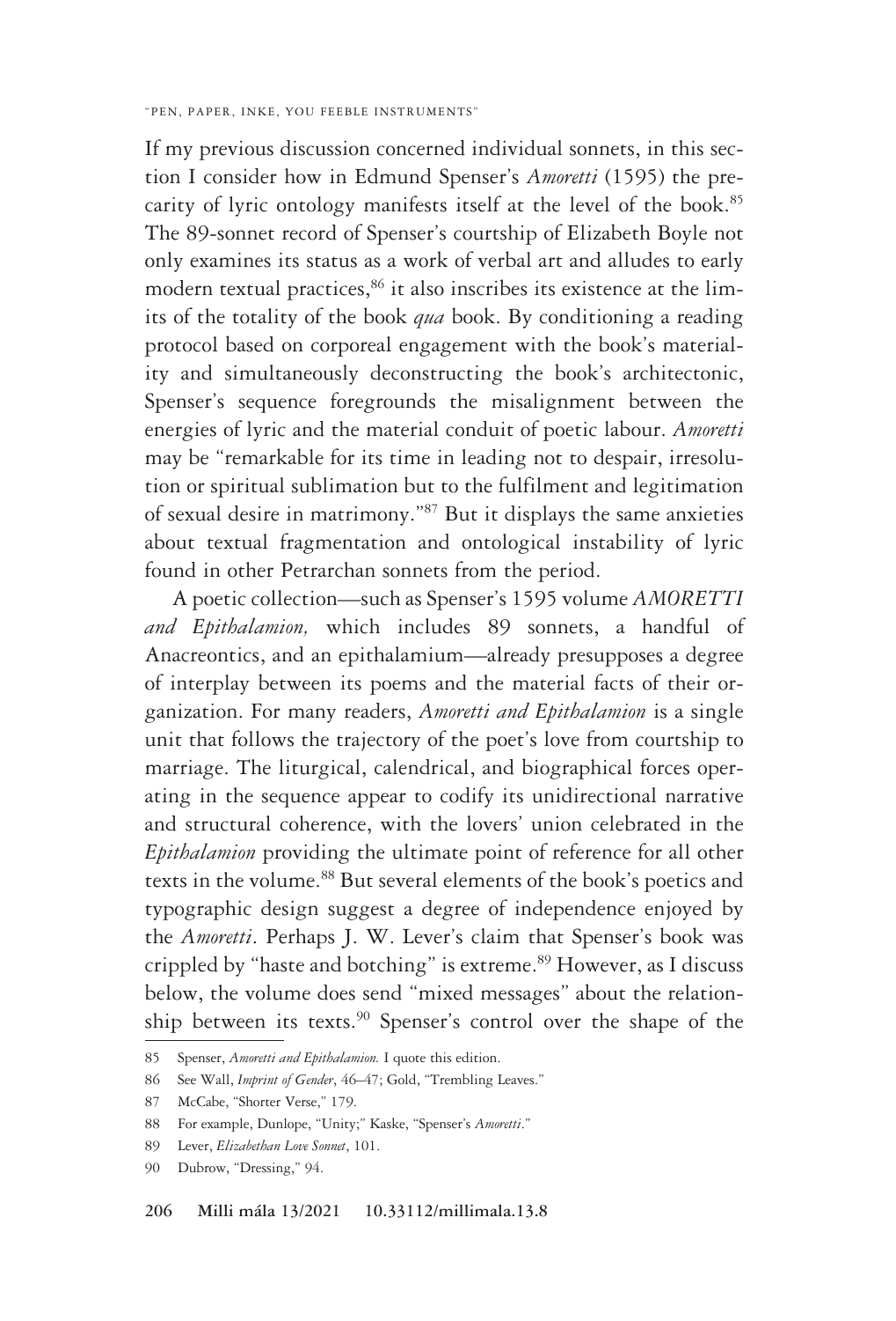If my previous discussion concerned individual sonnets, in this section I consider how in Edmund Spenser's *Amoretti* (1595) the precarity of lyric ontology manifests itself at the level of the book.[85] The 89-sonnet record of Spenser's courtship of Elizabeth Boyle not only examines its status as a work of verbal art and alludes to early modern textual practices,[86] it also inscribes its existence at the limits of the totality of the book *qua* book. By conditioning a reading protocol based on corporeal engagement with the book's materiality and simultaneously deconstructing the book's architectonic, Spenser's sequence foregrounds the misalignment between the energies of lyric and the material conduit of poetic labour. *Amoretti* may be "remarkable for its time in leading not to despair, irresolution or spiritual sublimation but to the fulfilment and legitimation of sexual desire in matrimony."[87] But it displays the same anxieties about textual fragmentation and ontological instability of lyric found in other Petrarchan sonnets from the period.

A poetic collection—such as Spenser's 1595 volume *AMORETTI and Epithalamion,* which includes 89 sonnets, a handful of Anacreontics, and an epithalamium—already presupposes a degree of interplay between its poems and the material facts of their organization. For many readers, *Amoretti and Epithalamion* is a single unit that follows the trajectory of the poet's love from courtship to marriage. The liturgical, calendrical, and biographical forces operating in the sequence appear to codify its unidirectional narrative and structural coherence, with the lovers' union celebrated in the *Epithalamion* providing the ultimate point of reference for all other texts in the volume.[88] But several elements of the book's poetics and typographic design suggest a degree of independence enjoyed by the *Amoretti*. Perhaps J. W. Lever's claim that Spenser's book was crippled by "haste and botching" is extreme.[89] However, as I discuss below, the volume does send "mixed messages" about the relationship between its texts.[90] Spenser's control over the shape of the

85 Spenser, *Amoretti and Epithalamion.* I quote this edition.

86 See Wall, *Imprint of Gender*, 46–47; Gold, "Trembling Leaves."

87 McCabe, "Shorter Verse," 179.

88 For example, Dunlope, "Unity;" Kaske, "Spenser's *Amoretti*."

89 Lever, *Elizabethan Love Sonnet*, 101.

90 Dubrow, "Dressing," 94.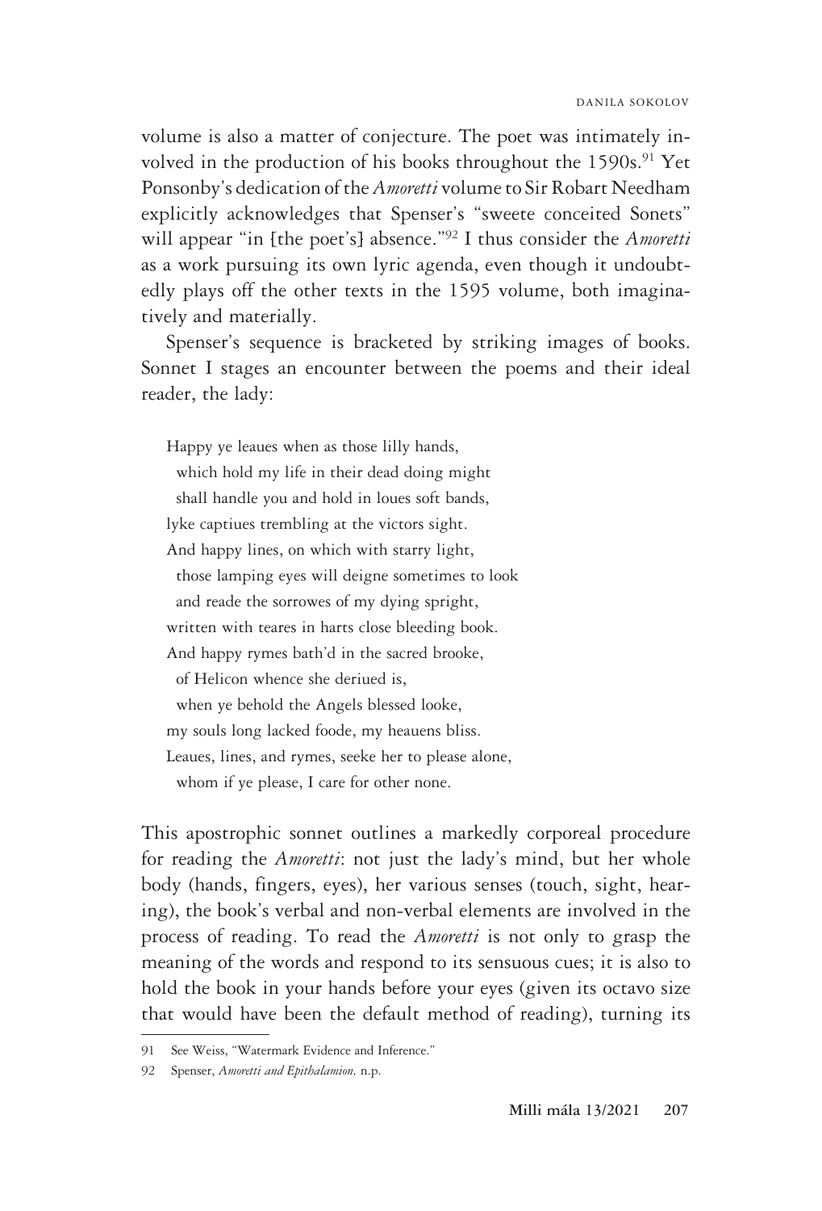volume is also a matter of conjecture. The poet was intimately involved in the production of his books throughout the 1590s.[91] Yet Ponsonby's dedication of the *Amoretti* volume to Sir Robart Needham explicitly acknowledges that Spenser's "sweete conceited Sonets" will appear "in [the poet's] absence."[92] I thus consider the *Amoretti* as a work pursuing its own lyric agenda, even though it undoubtedly plays off the other texts in the 1595 volume, both imaginatively and materially.

Spenser's sequence is bracketed by striking images of books. Sonnet I stages an encounter between the poems and their ideal reader, the lady:

> Happy ye leaues when as those lilly hands,
> which hold my life in their dead doing might
> shall handle you and hold in loues soft bands,
> lyke captiues trembling at the victors sight.
> And happy lines, on which with starry light,
> those lamping eyes will deigne sometimes to look
> and reade the sorrowes of my dying spright,
> written with teares in harts close bleeding book.
> And happy rymes bath'd in the sacred brooke,
> of Helicon whence she deriued is,
> when ye behold the Angels blessed looke,
> my souls long lacked foode, my heauens bliss.
> Leaues, lines, and rymes, seeke her to please alone,
> whom if ye please, I care for other none.

This apostrophic sonnet outlines a markedly corporeal procedure for reading the *Amoretti*: not just the lady's mind, but her whole body (hands, fingers, eyes), her various senses (touch, sight, hearing), the book's verbal and non-verbal elements are involved in the process of reading. To read the *Amoretti* is not only to grasp the meaning of the words and respond to its sensuous cues; it is also to hold the book in your hands before your eyes (given its octavo size that would have been the default method of reading), turning its

---

91 See Weiss, "Watermark Evidence and Inference."

92 Spenser, *Amoretti and Epithalamion,* n.p.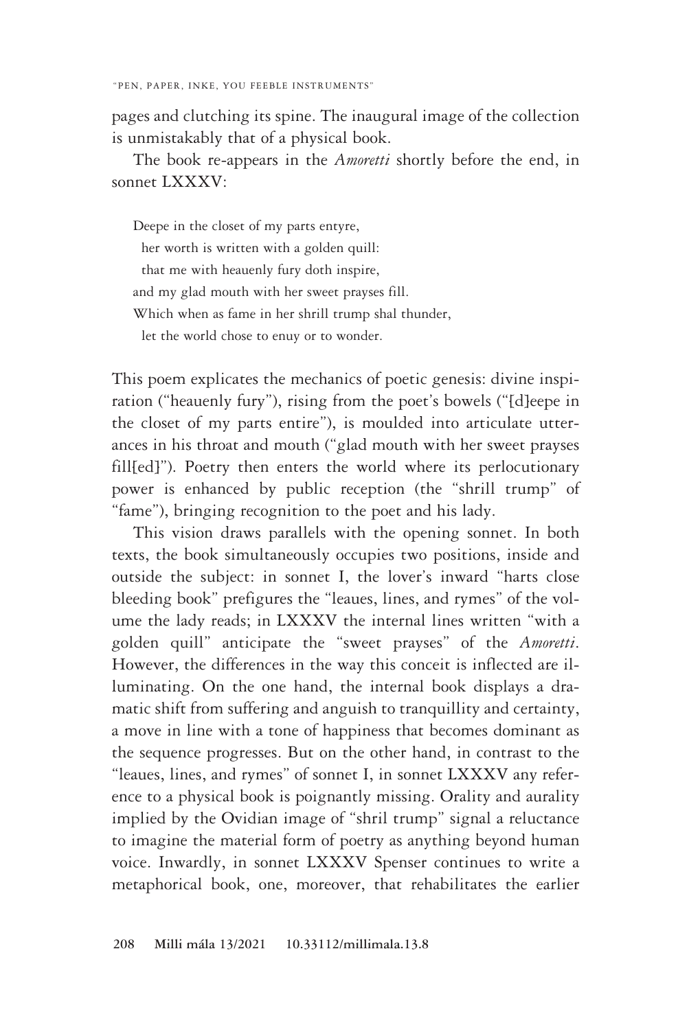pages and clutching its spine. The inaugural image of the collection is unmistakably that of a physical book.

The book re-appears in the *Amoretti* shortly before the end, in sonnet LXXXV:

> Deepe in the closet of my parts entyre,  
>   her worth is written with a golden quill:  
>   that me with heauenly fury doth inspire,  
> and my glad mouth with her sweet prayses fill.  
> Which when as fame in her shrill trump shal thunder,  
>   let the world chose to enuy or to wonder.

This poem explicates the mechanics of poetic genesis: divine inspiration ("heauenly fury"), rising from the poet's bowels ("[d]eepe in the closet of my parts entire"), is moulded into articulate utterances in his throat and mouth ("glad mouth with her sweet prayses fill[ed]"). Poetry then enters the world where its perlocutionary power is enhanced by public reception (the "shrill trump" of "fame"), bringing recognition to the poet and his lady.

This vision draws parallels with the opening sonnet. In both texts, the book simultaneously occupies two positions, inside and outside the subject: in sonnet I, the lover's inward "harts close bleeding book" prefigures the "leaues, lines, and rymes" of the volume the lady reads; in LXXXV the internal lines written "with a golden quill" anticipate the "sweet prayses" of the *Amoretti*. However, the differences in the way this conceit is inflected are illuminating. On the one hand, the internal book displays a dramatic shift from suffering and anguish to tranquillity and certainty, a move in line with a tone of happiness that becomes dominant as the sequence progresses. But on the other hand, in contrast to the "leaues, lines, and rymes" of sonnet I, in sonnet LXXXV any reference to a physical book is poignantly missing. Orality and aurality implied by the Ovidian image of "shril trump" signal a reluctance to imagine the material form of poetry as anything beyond human voice. Inwardly, in sonnet LXXXV Spenser continues to write a metaphorical book, one, moreover, that rehabilitates the earlier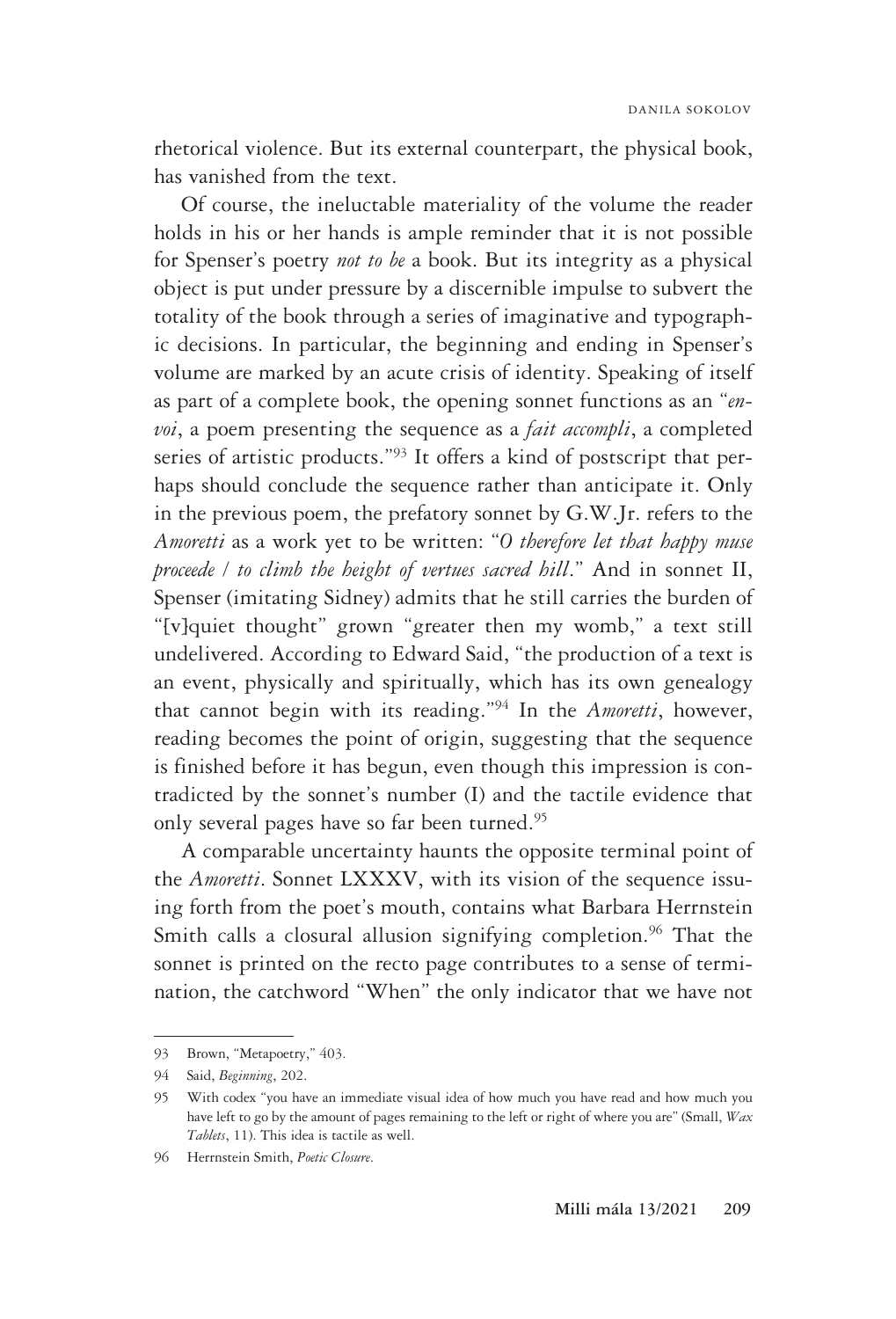rhetorical violence. But its external counterpart, the physical book, has vanished from the text.

Of course, the ineluctable materiality of the volume the reader holds in his or her hands is ample reminder that it is not possible for Spenser's poetry *not to be* a book. But its integrity as a physical object is put under pressure by a discernible impulse to subvert the totality of the book through a series of imaginative and typographic decisions. In particular, the beginning and ending in Spenser's volume are marked by an acute crisis of identity. Speaking of itself as part of a complete book, the opening sonnet functions as an "*envoi*, a poem presenting the sequence as a *fait accompli*, a completed series of artistic products."[93] It offers a kind of postscript that perhaps should conclude the sequence rather than anticipate it. Only in the previous poem, the prefatory sonnet by G.W.Jr. refers to the *Amoretti* as a work yet to be written: "*O therefore let that happy muse proceede / to climb the height of vertues sacred hill*." And in sonnet II, Spenser (imitating Sidney) admits that he still carries the burden of "[v]quiet thought" grown "greater then my womb," a text still undelivered. According to Edward Said, "the production of a text is an event, physically and spiritually, which has its own genealogy that cannot begin with its reading."[94] In the *Amoretti*, however, reading becomes the point of origin, suggesting that the sequence is finished before it has begun, even though this impression is contradicted by the sonnet's number (I) and the tactile evidence that only several pages have so far been turned.[95]

A comparable uncertainty haunts the opposite terminal point of the *Amoretti*. Sonnet LXXXV, with its vision of the sequence issuing forth from the poet's mouth, contains what Barbara Herrnstein Smith calls a closural allusion signifying completion.[96] That the sonnet is printed on the recto page contributes to a sense of termination, the catchword "When" the only indicator that we have not

---

93 Brown, "Metapoetry," 403.

94 Said, *Beginning*, 202.

95 With codex "you have an immediate visual idea of how much you have read and how much you have left to go by the amount of pages remaining to the left or right of where you are" (Small, *Wax Tablets*, 11). This idea is tactile as well.

96 Herrnstein Smith, *Poetic Closure*.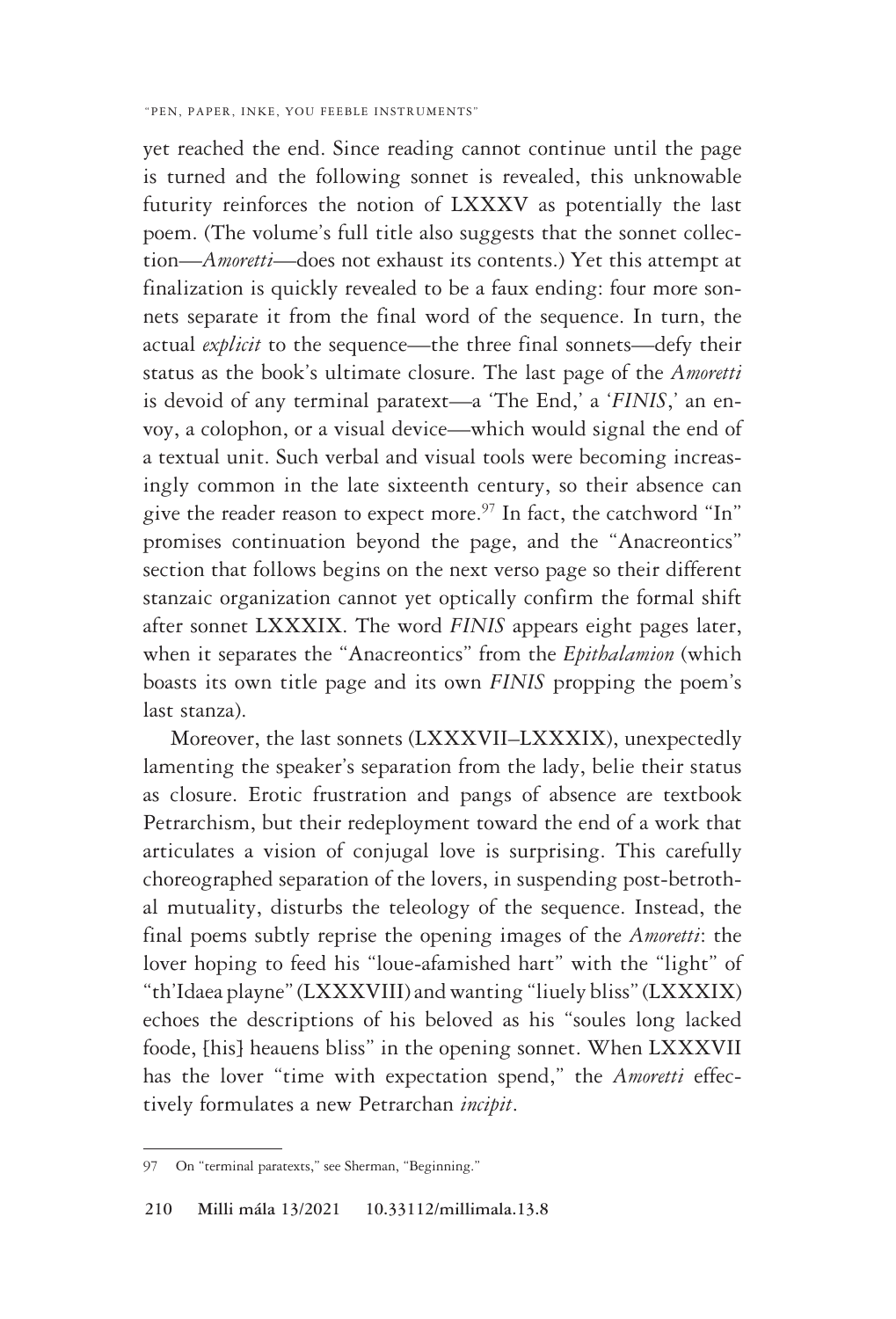yet reached the end. Since reading cannot continue until the page is turned and the following sonnet is revealed, this unknowable futurity reinforces the notion of LXXXV as potentially the last poem. (The volume's full title also suggests that the sonnet collection—*Amoretti*—does not exhaust its contents.) Yet this attempt at finalization is quickly revealed to be a faux ending: four more sonnets separate it from the final word of the sequence. In turn, the actual *explicit* to the sequence—the three final sonnets—defy their status as the book's ultimate closure. The last page of the *Amoretti* is devoid of any terminal paratext—a 'The End,' a '*FINIS*,' an envoy, a colophon, or a visual device—which would signal the end of a textual unit. Such verbal and visual tools were becoming increasingly common in the late sixteenth century, so their absence can give the reader reason to expect more.[97] In fact, the catchword "In" promises continuation beyond the page, and the "Anacreontics" section that follows begins on the next verso page so their different stanzaic organization cannot yet optically confirm the formal shift after sonnet LXXXIX. The word *FINIS* appears eight pages later, when it separates the "Anacreontics" from the *Epithalamion* (which boasts its own title page and its own *FINIS* propping the poem's last stanza).

Moreover, the last sonnets (LXXXVII–LXXXIX), unexpectedly lamenting the speaker's separation from the lady, belie their status as closure. Erotic frustration and pangs of absence are textbook Petrarchism, but their redeployment toward the end of a work that articulates a vision of conjugal love is surprising. This carefully choreographed separation of the lovers, in suspending post-betrothal mutuality, disturbs the teleology of the sequence. Instead, the final poems subtly reprise the opening images of the *Amoretti*: the lover hoping to feed his "loue-afamished hart" with the "light" of "th'Idaea playne" (LXXXVIII) and wanting "liuely bliss" (LXXXIX) echoes the descriptions of his beloved as his "soules long lacked foode, [his] heauens bliss" in the opening sonnet. When LXXXVII has the lover "time with expectation spend," the *Amoretti* effectively formulates a new Petrarchan *incipit*.

---

97 On "terminal paratexts," see Sherman, "Beginning."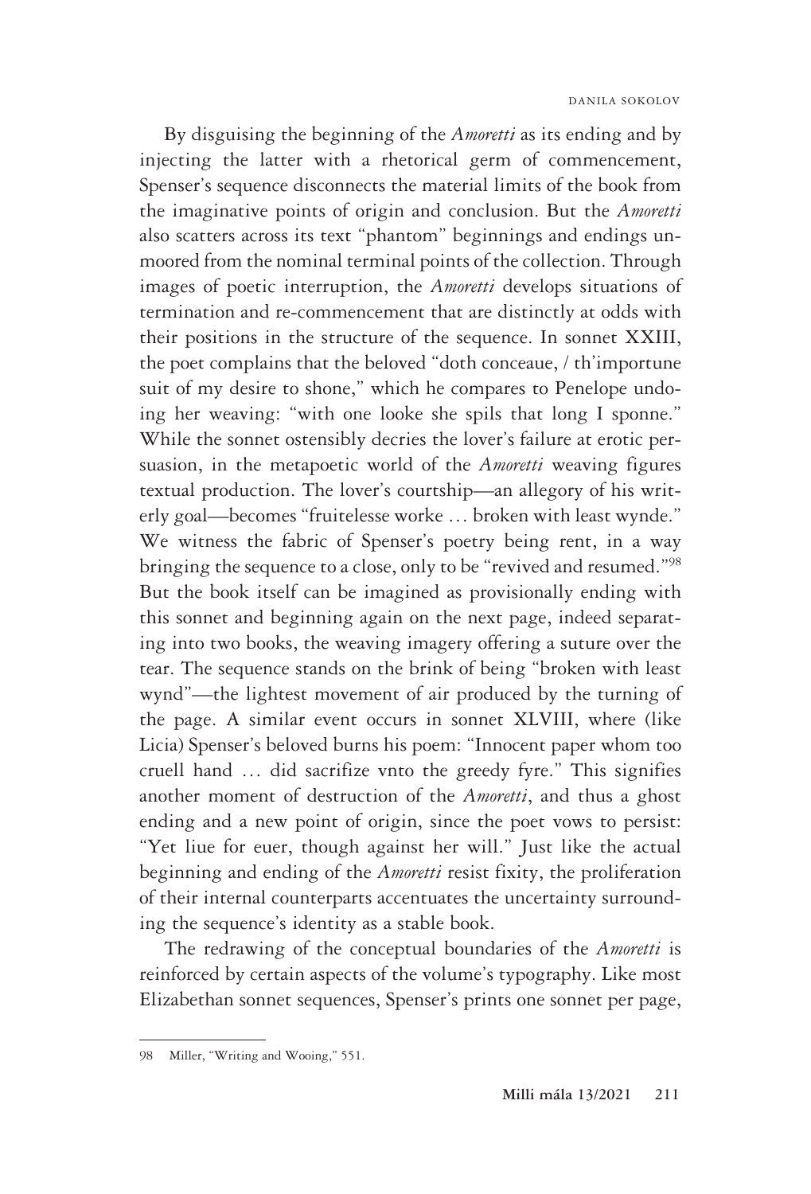By disguising the beginning of the *Amoretti* as its ending and by injecting the latter with a rhetorical germ of commencement, Spenser's sequence disconnects the material limits of the book from the imaginative points of origin and conclusion. But the *Amoretti* also scatters across its text "phantom" beginnings and endings unmoored from the nominal terminal points of the collection. Through images of poetic interruption, the *Amoretti* develops situations of termination and re-commencement that are distinctly at odds with their positions in the structure of the sequence. In sonnet XXIII, the poet complains that the beloved "doth conceaue, / th'importune suit of my desire to shone," which he compares to Penelope undoing her weaving: "with one looke she spils that long I sponne." While the sonnet ostensibly decries the lover's failure at erotic persuasion, in the metapoetic world of the *Amoretti* weaving figures textual production. The lover's courtship—an allegory of his writerly goal—becomes "fruitelesse worke … broken with least wynde." We witness the fabric of Spenser's poetry being rent, in a way bringing the sequence to a close, only to be "revived and resumed."[98] But the book itself can be imagined as provisionally ending with this sonnet and beginning again on the next page, indeed separating into two books, the weaving imagery offering a suture over the tear. The sequence stands on the brink of being "broken with least wynd"—the lightest movement of air produced by the turning of the page. A similar event occurs in sonnet XLVIII, where (like Licia) Spenser's beloved burns his poem: "Innocent paper whom too cruell hand … did sacrifize vnto the greedy fyre." This signifies another moment of destruction of the *Amoretti*, and thus a ghost ending and a new point of origin, since the poet vows to persist: "Yet liue for euer, though against her will." Just like the actual beginning and ending of the *Amoretti* resist fixity, the proliferation of their internal counterparts accentuates the uncertainty surrounding the sequence's identity as a stable book.

The redrawing of the conceptual boundaries of the *Amoretti* is reinforced by certain aspects of the volume's typography. Like most Elizabethan sonnet sequences, Spenser's prints one sonnet per page,

---

98 Miller, "Writing and Wooing," 551.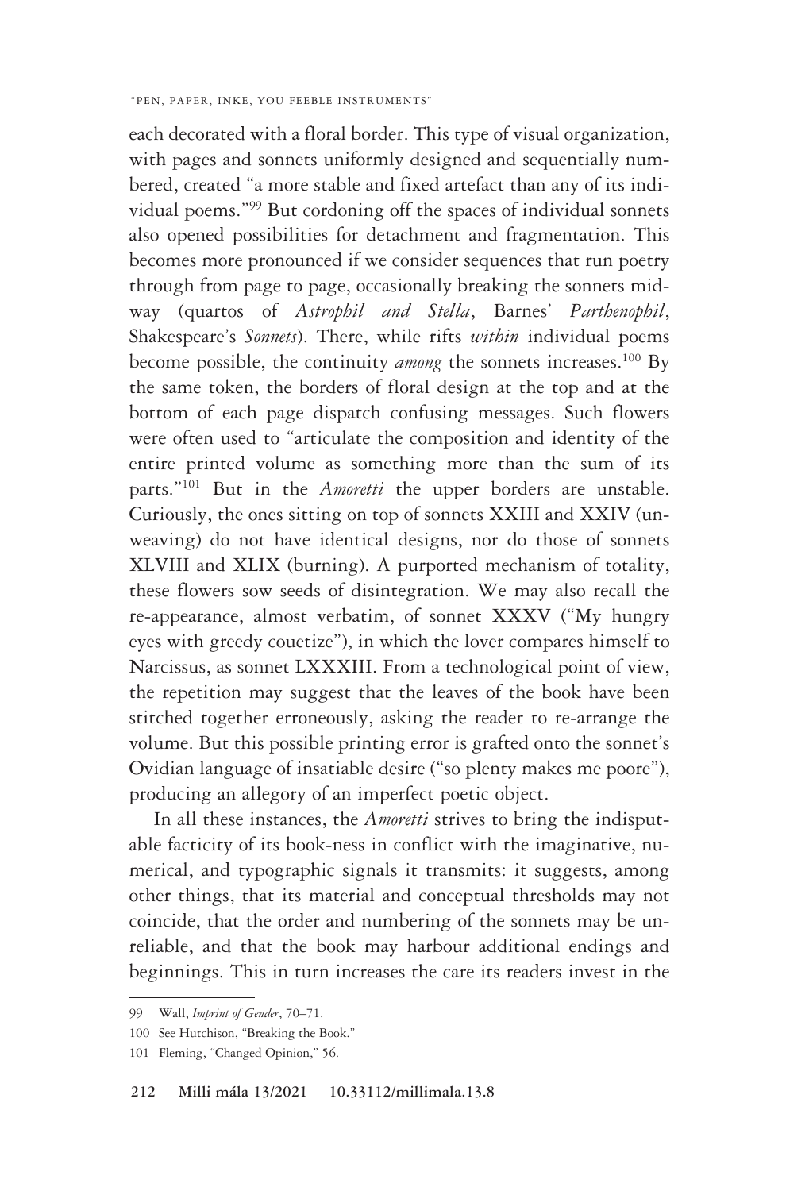each decorated with a floral border. This type of visual organization, with pages and sonnets uniformly designed and sequentially numbered, created "a more stable and fixed artefact than any of its individual poems."[99] But cordoning off the spaces of individual sonnets also opened possibilities for detachment and fragmentation. This becomes more pronounced if we consider sequences that run poetry through from page to page, occasionally breaking the sonnets midway (quartos of *Astrophil and Stella*, Barnes' *Parthenophil*, Shakespeare's *Sonnets*). There, while rifts *within* individual poems become possible, the continuity *among* the sonnets increases.[100] By the same token, the borders of floral design at the top and at the bottom of each page dispatch confusing messages. Such flowers were often used to "articulate the composition and identity of the entire printed volume as something more than the sum of its parts."[101] But in the *Amoretti* the upper borders are unstable. Curiously, the ones sitting on top of sonnets XXIII and XXIV (unweaving) do not have identical designs, nor do those of sonnets XLVIII and XLIX (burning). A purported mechanism of totality, these flowers sow seeds of disintegration. We may also recall the re-appearance, almost verbatim, of sonnet XXXV ("My hungry eyes with greedy couetize"), in which the lover compares himself to Narcissus, as sonnet LXXXIII. From a technological point of view, the repetition may suggest that the leaves of the book have been stitched together erroneously, asking the reader to re-arrange the volume. But this possible printing error is grafted onto the sonnet's Ovidian language of insatiable desire ("so plenty makes me poore"), producing an allegory of an imperfect poetic object.

In all these instances, the *Amoretti* strives to bring the indisputable facticity of its book-ness in conflict with the imaginative, numerical, and typographic signals it transmits: it suggests, among other things, that its material and conceptual thresholds may not coincide, that the order and numbering of the sonnets may be unreliable, and that the book may harbour additional endings and beginnings. This in turn increases the care its readers invest in the

---

99 Wall, *Imprint of Gender*, 70–71.

100 See Hutchison, "Breaking the Book."

101 Fleming, "Changed Opinion," 56.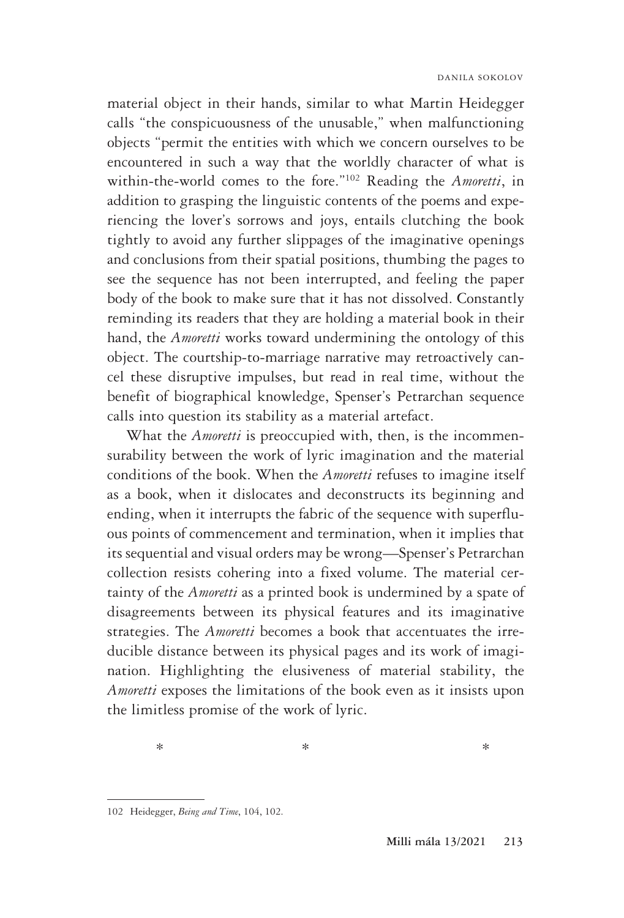material object in their hands, similar to what Martin Heidegger calls "the conspicuousness of the unusable," when malfunctioning objects "permit the entities with which we concern ourselves to be encountered in such a way that the worldly character of what is within-the-world comes to the fore."[102] Reading the *Amoretti*, in addition to grasping the linguistic contents of the poems and experiencing the lover's sorrows and joys, entails clutching the book tightly to avoid any further slippages of the imaginative openings and conclusions from their spatial positions, thumbing the pages to see the sequence has not been interrupted, and feeling the paper body of the book to make sure that it has not dissolved. Constantly reminding its readers that they are holding a material book in their hand, the *Amoretti* works toward undermining the ontology of this object. The courtship-to-marriage narrative may retroactively cancel these disruptive impulses, but read in real time, without the benefit of biographical knowledge, Spenser's Petrarchan sequence calls into question its stability as a material artefact.

What the *Amoretti* is preoccupied with, then, is the incommensurability between the work of lyric imagination and the material conditions of the book. When the *Amoretti* refuses to imagine itself as a book, when it dislocates and deconstructs its beginning and ending, when it interrupts the fabric of the sequence with superfluous points of commencement and termination, when it implies that its sequential and visual orders may be wrong—Spenser's Petrarchan collection resists cohering into a fixed volume. The material certainty of the *Amoretti* as a printed book is undermined by a spate of disagreements between its physical features and its imaginative strategies. The *Amoretti* becomes a book that accentuates the irreducible distance between its physical pages and its work of imagination. Highlighting the elusiveness of material stability, the *Amoretti* exposes the limitations of the book even as it insists upon the limitless promise of the work of lyric.

\*                    \*                    \*

---

102 Heidegger, *Being and Time*, 104, 102.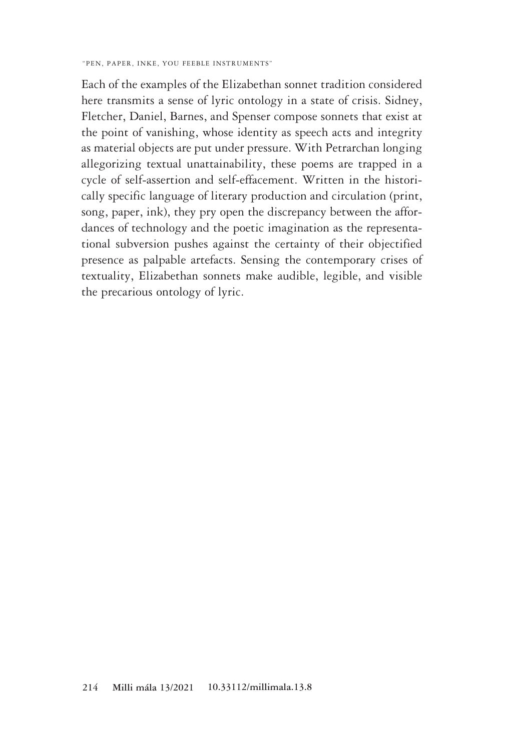Each of the examples of the Elizabethan sonnet tradition considered here transmits a sense of lyric ontology in a state of crisis. Sidney, Fletcher, Daniel, Barnes, and Spenser compose sonnets that exist at the point of vanishing, whose identity as speech acts and integrity as material objects are put under pressure. With Petrarchan longing allegorizing textual unattainability, these poems are trapped in a cycle of self-assertion and self-effacement. Written in the historically specific language of literary production and circulation (print, song, paper, ink), they pry open the discrepancy between the affordances of technology and the poetic imagination as the representational subversion pushes against the certainty of their objectified presence as palpable artefacts. Sensing the contemporary crises of textuality, Elizabethan sonnets make audible, legible, and visible the precarious ontology of lyric.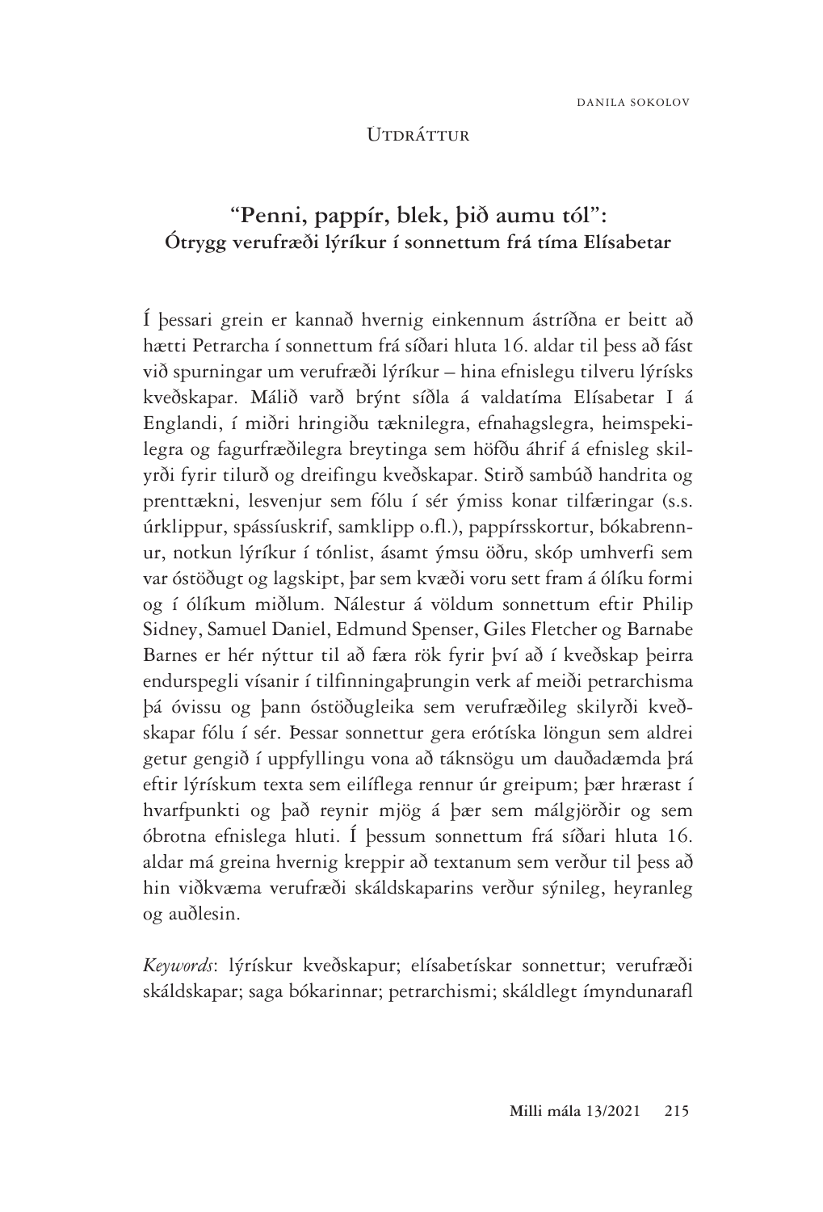## Utdráttur

# "Penni, pappír, blek, þið aumu tól":
### Ótrygg verufræði lýríkur í sonnettum frá tíma Elísabetar

Í þessari grein er kannað hvernig einkennum ástríðna er beitt að hætti Petrarcha í sonnettum frá síðari hluta 16. aldar til þess að fást við spurningar um verufræði lýríkur – hina efnislegu tilveru lýrísks kveðskapar. Málið varð brýnt síðla á valdatíma Elísabetar I á Englandi, í miðri hringiðu tæknilegra, efnahagslegra, heimspekilegra og fagurfræðilegra breytinga sem höfðu áhrif á efnisleg skilyrði fyrir tilurð og dreifingu kveðskapar. Stirð sambúð handrita og prenttækni, lesvenjur sem fólu í sér ýmiss konar tilfæringar (s.s. úrklippur, spássíuskrif, samklipp o.fl.), pappírsskortur, bókabrennur, notkun lýríkur í tónlist, ásamt ýmsu öðru, skóp umhverfi sem var óstöðugt og lagskipt, þar sem kvæði voru sett fram á ólíku formi og í ólíkum miðlum. Nálestur á völdum sonnettum eftir Philip Sidney, Samuel Daniel, Edmund Spenser, Giles Fletcher og Barnabe Barnes er hér nýttur til að færa rök fyrir því að í kveðskap þeirra endurspegli vísanir í tilfinningaþrungin verk af meiði petrarchisma þá óvissu og þann óstöðugleika sem verufræðileg skilyrði kveðskapar fólu í sér. Þessar sonnettur gera erótíska löngun sem aldrei getur gengið í uppfyllingu vona að táknsögu um dauðadæmda þrá eftir lýrískum texta sem eilíflega rennur úr greipum; þær hrærast í hvarfpunkti og það reynir mjög á þær sem málgjörðir og sem óbrotna efnislega hluti. Í þessum sonnettum frá síðari hluta 16. aldar má greina hvernig kreppir að textanum sem verður til þess að hin viðkvæma verufræði skáldskaparins verður sýnileg, heyranleg og auðlesin.

*Keywords*: lýrískur kveðskapur; elísabetískar sonnettur; verufræði skáldskapar; saga bókarinnar; petrarchismi; skáldlegt ímyndunarafl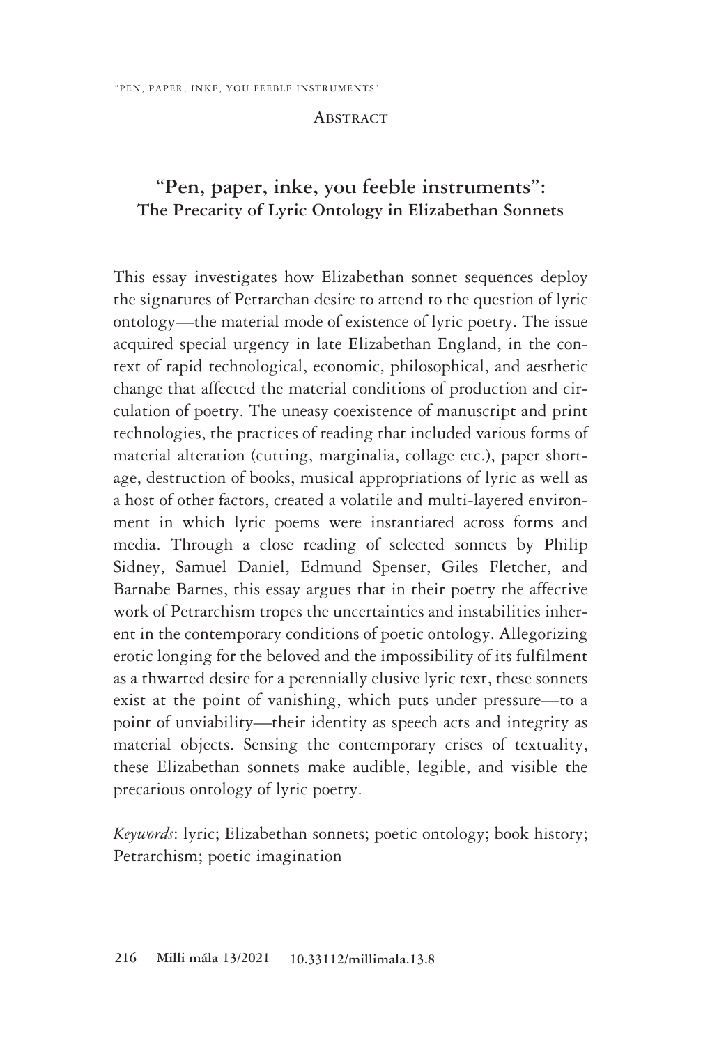## Abstract

# "Pen, paper, inke, you feeble instruments":

### The Precarity of Lyric Ontology in Elizabethan Sonnets

This essay investigates how Elizabethan sonnet sequences deploy the signatures of Petrarchan desire to attend to the question of lyric ontology—the material mode of existence of lyric poetry. The issue acquired special urgency in late Elizabethan England, in the context of rapid technological, economic, philosophical, and aesthetic change that affected the material conditions of production and circulation of poetry. The uneasy coexistence of manuscript and print technologies, the practices of reading that included various forms of material alteration (cutting, marginalia, collage etc.), paper shortage, destruction of books, musical appropriations of lyric as well as a host of other factors, created a volatile and multi-layered environment in which lyric poems were instantiated across forms and media. Through a close reading of selected sonnets by Philip Sidney, Samuel Daniel, Edmund Spenser, Giles Fletcher, and Barnabe Barnes, this essay argues that in their poetry the affective work of Petrarchism tropes the uncertainties and instabilities inherent in the contemporary conditions of poetic ontology. Allegorizing erotic longing for the beloved and the impossibility of its fulfilment as a thwarted desire for a perennially elusive lyric text, these sonnets exist at the point of vanishing, which puts under pressure—to a point of unviability—their identity as speech acts and integrity as material objects. Sensing the contemporary crises of textuality, these Elizabethan sonnets make audible, legible, and visible the precarious ontology of lyric poetry.

*Keywords*: lyric; Elizabethan sonnets; poetic ontology; book history; Petrarchism; poetic imagination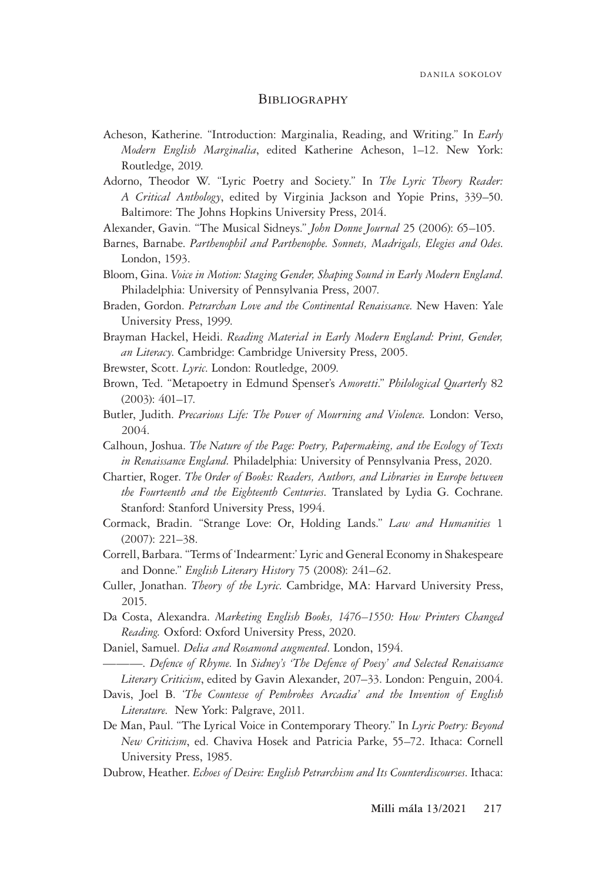## Bibliography

Acheson, Katherine. "Introduction: Marginalia, Reading, and Writing." In *Early Modern English Marginalia*, edited Katherine Acheson, 1–12. New York: Routledge, 2019.

Adorno, Theodor W. "Lyric Poetry and Society." In *The Lyric Theory Reader: A Critical Anthology*, edited by Virginia Jackson and Yopie Prins, 339–50. Baltimore: The Johns Hopkins University Press, 2014.

Alexander, Gavin. "The Musical Sidneys." *John Donne Journal* 25 (2006): 65–105.

Barnes, Barnabe. *Parthenophil and Parthenophe. Sonnets, Madrigals, Elegies and Odes*. London, 1593.

Bloom, Gina. *Voice in Motion: Staging Gender, Shaping Sound in Early Modern England*. Philadelphia: University of Pennsylvania Press, 2007.

Braden, Gordon. *Petrarchan Love and the Continental Renaissance*. New Haven: Yale University Press, 1999.

Brayman Hackel, Heidi. *Reading Material in Early Modern England: Print, Gender, an Literacy*. Cambridge: Cambridge University Press, 2005.

Brewster, Scott. *Lyric*. London: Routledge, 2009.

Brown, Ted. "Metapoetry in Edmund Spenser's *Amoretti*." *Philological Quarterly* 82 (2003): 401–17.

Butler, Judith. *Precarious Life: The Power of Mourning and Violence.* London: Verso, 2004.

Calhoun, Joshua. *The Nature of the Page: Poetry, Papermaking, and the Ecology of Texts in Renaissance England.* Philadelphia: University of Pennsylvania Press, 2020.

Chartier, Roger. *The Order of Books: Readers, Authors, and Libraries in Europe between the Fourteenth and the Eighteenth Centuries*. Translated by Lydia G. Cochrane. Stanford: Stanford University Press, 1994.

Cormack, Bradin. "Strange Love: Or, Holding Lands." *Law and Humanities* 1 (2007): 221–38.

Correll, Barbara. "Terms of 'Indearment:' Lyric and General Economy in Shakespeare and Donne." *English Literary History* 75 (2008): 241–62.

Culler, Jonathan. *Theory of the Lyric*. Cambridge, MA: Harvard University Press, 2015.

Da Costa, Alexandra. *Marketing English Books, 1476–1550: How Printers Changed Reading.* Oxford: Oxford University Press, 2020.

Daniel, Samuel. *Delia and Rosamond augmented*. London, 1594.

———. *Defence of Rhyme*. In *Sidney's 'The Defence of Poesy' and Selected Renaissance Literary Criticism*, edited by Gavin Alexander, 207–33. London: Penguin, 2004.

Davis, Joel B. *'The Countesse of Pembrokes Arcadia' and the Invention of English Literature.* New York: Palgrave, 2011.

De Man, Paul. "The Lyrical Voice in Contemporary Theory." In *Lyric Poetry: Beyond New Criticism*, ed. Chaviva Hosek and Patricia Parke, 55–72. Ithaca: Cornell University Press, 1985.

Dubrow, Heather. *Echoes of Desire: English Petrarchism and Its Counterdiscourses*. Ithaca: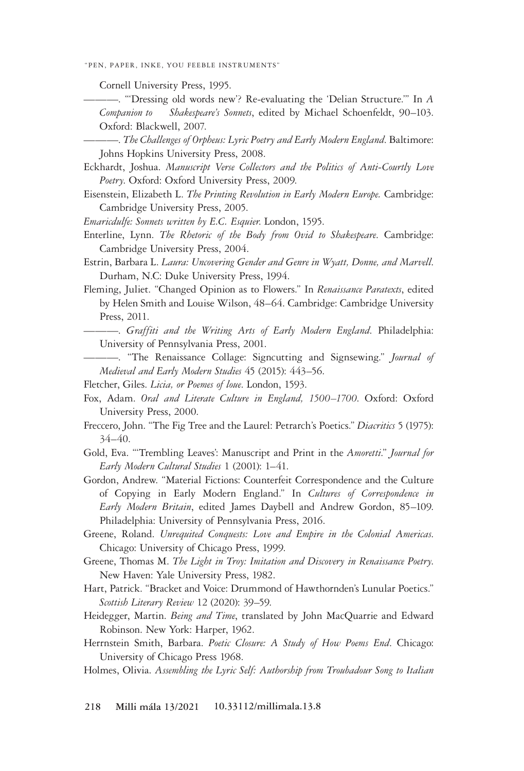Cornell University Press, 1995.

———. "'Dressing old words new'? Re-evaluating the 'Delian Structure.'" In *A Companion to Shakespeare's Sonnets*, edited by Michael Schoenfeldt, 90–103. Oxford: Blackwell, 2007.

———. *The Challenges of Orpheus: Lyric Poetry and Early Modern England*. Baltimore: Johns Hopkins University Press, 2008.

Eckhardt, Joshua. *Manuscript Verse Collectors and the Politics of Anti-Courtly Love Poetry*. Oxford: Oxford University Press, 2009.

Eisenstein, Elizabeth L. *The Printing Revolution in Early Modern Europe.* Cambridge: Cambridge University Press, 2005.

*Emaricdulfe: Sonnets written by E.C. Esquier.* London, 1595.

Enterline, Lynn. *The Rhetoric of the Body from Ovid to Shakespeare*. Cambridge: Cambridge University Press, 2004.

Estrin, Barbara L. *Laura: Uncovering Gender and Genre in Wyatt, Donne, and Marvell*. Durham, N.C: Duke University Press, 1994.

Fleming, Juliet. "Changed Opinion as to Flowers." In *Renaissance Paratexts*, edited by Helen Smith and Louise Wilson, 48–64. Cambridge: Cambridge University Press, 2011.

———. *Graffiti and the Writing Arts of Early Modern England*. Philadelphia: University of Pennsylvania Press, 2001.

———. "The Renaissance Collage: Signcutting and Signsewing." *Journal of Medieval and Early Modern Studies* 45 (2015): 443–56.

Fletcher, Giles. *Licia, or Poemes of loue*. London, 1593.

Fox, Adam. *Oral and Literate Culture in England, 1500–1700*. Oxford: Oxford University Press, 2000.

Freccero, John. "The Fig Tree and the Laurel: Petrarch's Poetics." *Diacritics* 5 (1975): 34–40.

Gold, Eva. "'Trembling Leaves': Manuscript and Print in the *Amoretti*." *Journal for Early Modern Cultural Studies* 1 (2001): 1–41.

Gordon, Andrew. "Material Fictions: Counterfeit Correspondence and the Culture of Copying in Early Modern England." In *Cultures of Correspondence in Early Modern Britain*, edited James Daybell and Andrew Gordon, 85–109. Philadelphia: University of Pennsylvania Press, 2016.

Greene, Roland. *Unrequited Conquests: Love and Empire in the Colonial Americas*. Chicago: University of Chicago Press, 1999.

Greene, Thomas M. *The Light in Troy: Imitation and Discovery in Renaissance Poetry*. New Haven: Yale University Press, 1982.

Hart, Patrick. "Bracket and Voice: Drummond of Hawthornden's Lunular Poetics." *Scottish Literary Review* 12 (2020): 39–59.

Heidegger, Martin. *Being and Time*, translated by John MacQuarrie and Edward Robinson. New York: Harper, 1962.

Herrnstein Smith, Barbara. *Poetic Closure: A Study of How Poems End*. Chicago: University of Chicago Press 1968.

Holmes, Olivia. *Assembling the Lyric Self: Authorship from Troubadour Song to Italian*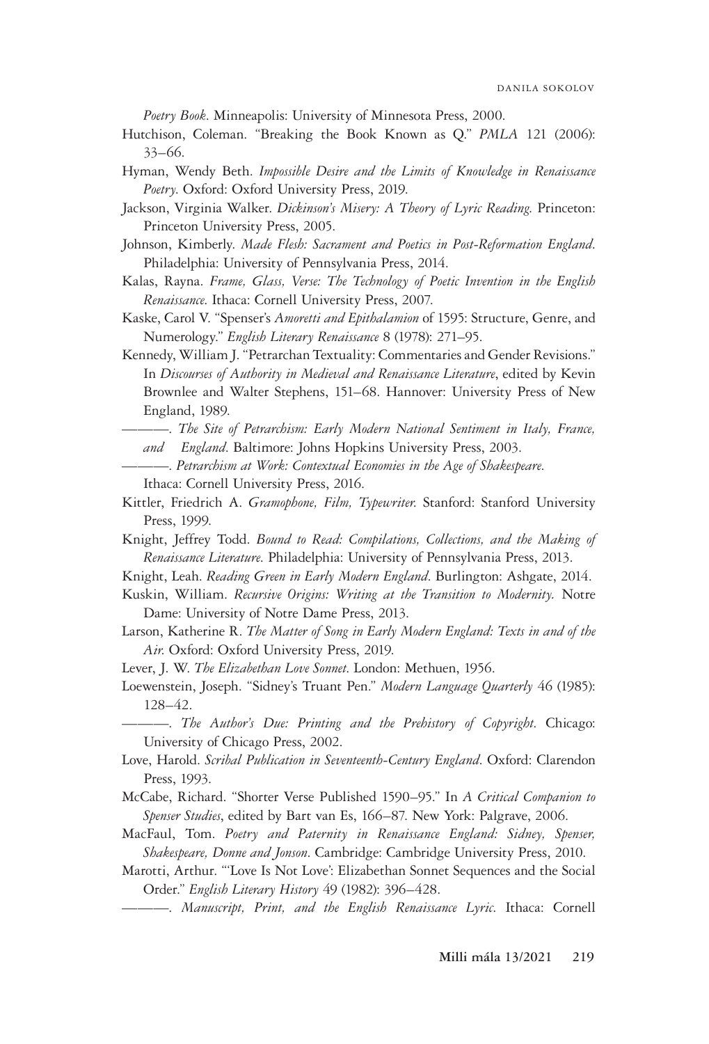*Poetry Book*. Minneapolis: University of Minnesota Press, 2000.

Hutchison, Coleman. "Breaking the Book Known as Q." *PMLA* 121 (2006): 33–66.

Hyman, Wendy Beth. *Impossible Desire and the Limits of Knowledge in Renaissance Poetry*. Oxford: Oxford University Press, 2019.

Jackson, Virginia Walker. *Dickinson's Misery: A Theory of Lyric Reading*. Princeton: Princeton University Press, 2005.

Johnson, Kimberly. *Made Flesh: Sacrament and Poetics in Post-Reformation England*. Philadelphia: University of Pennsylvania Press, 2014.

Kalas, Rayna. *Frame, Glass, Verse: The Technology of Poetic Invention in the English Renaissance*. Ithaca: Cornell University Press, 2007.

Kaske, Carol V. "Spenser's *Amoretti and Epithalamion* of 1595: Structure, Genre, and Numerology." *English Literary Renaissance* 8 (1978): 271–95.

Kennedy, William J. "Petrarchan Textuality: Commentaries and Gender Revisions." In *Discourses of Authority in Medieval and Renaissance Literature*, edited by Kevin Brownlee and Walter Stephens, 151–68. Hannover: University Press of New England, 1989.

———. *The Site of Petrarchism: Early Modern National Sentiment in Italy, France, and England*. Baltimore: Johns Hopkins University Press, 2003.

———. *Petrarchism at Work: Contextual Economies in the Age of Shakespeare*. Ithaca: Cornell University Press, 2016.

Kittler, Friedrich A. *Gramophone, Film, Typewriter*. Stanford: Stanford University Press, 1999.

Knight, Jeffrey Todd. *Bound to Read: Compilations, Collections, and the Making of Renaissance Literature*. Philadelphia: University of Pennsylvania Press, 2013.

Knight, Leah. *Reading Green in Early Modern England*. Burlington: Ashgate, 2014.

Kuskin, William. *Recursive Origins: Writing at the Transition to Modernity*. Notre Dame: University of Notre Dame Press, 2013.

Larson, Katherine R. *The Matter of Song in Early Modern England: Texts in and of the Air*. Oxford: Oxford University Press, 2019.

Lever, J. W. *The Elizabethan Love Sonnet*. London: Methuen, 1956.

Loewenstein, Joseph. "Sidney's Truant Pen." *Modern Language Quarterly* 46 (1985): 128–42.

———. *The Author's Due: Printing and the Prehistory of Copyright*. Chicago: University of Chicago Press, 2002.

Love, Harold. *Scribal Publication in Seventeenth-Century England*. Oxford: Clarendon Press, 1993.

McCabe, Richard. "Shorter Verse Published 1590–95." In *A Critical Companion to Spenser Studies*, edited by Bart van Es, 166–87. New York: Palgrave, 2006.

MacFaul, Tom. *Poetry and Paternity in Renaissance England: Sidney, Spenser, Shakespeare, Donne and Jonson*. Cambridge: Cambridge University Press, 2010.

Marotti, Arthur. "'Love Is Not Love': Elizabethan Sonnet Sequences and the Social Order." *English Literary History* 49 (1982): 396–428.

———. *Manuscript, Print, and the English Renaissance Lyric*. Ithaca: Cornell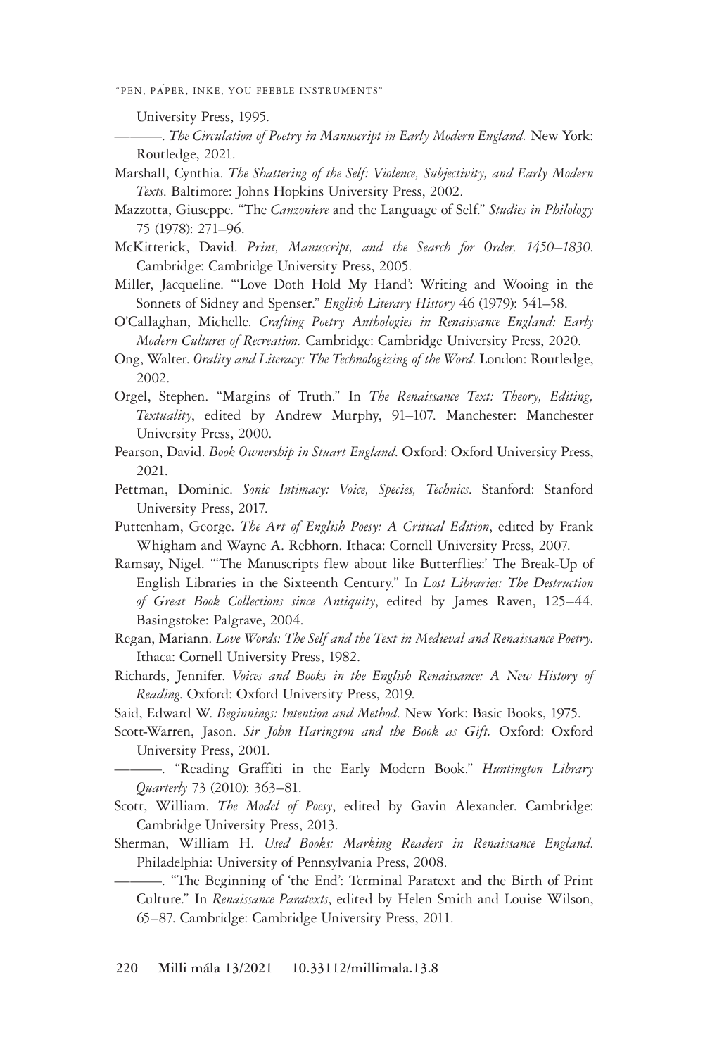University Press, 1995.

———. *The Circulation of Poetry in Manuscript in Early Modern England.* New York: Routledge, 2021.

Marshall, Cynthia. *The Shattering of the Self: Violence, Subjectivity, and Early Modern Texts*. Baltimore: Johns Hopkins University Press, 2002.

Mazzotta, Giuseppe. "The *Canzoniere* and the Language of Self." *Studies in Philology* 75 (1978): 271–96.

McKitterick, David. *Print, Manuscript, and the Search for Order, 1450–1830*. Cambridge: Cambridge University Press, 2005.

Miller, Jacqueline. "'Love Doth Hold My Hand': Writing and Wooing in the Sonnets of Sidney and Spenser." *English Literary History* 46 (1979): 541–58.

O'Callaghan, Michelle. *Crafting Poetry Anthologies in Renaissance England: Early Modern Cultures of Recreation*. Cambridge: Cambridge University Press, 2020.

Ong, Walter. *Orality and Literacy: The Technologizing of the Word*. London: Routledge, 2002.

Orgel, Stephen. "Margins of Truth." In *The Renaissance Text: Theory, Editing, Textuality*, edited by Andrew Murphy, 91–107. Manchester: Manchester University Press, 2000.

Pearson, David. *Book Ownership in Stuart England*. Oxford: Oxford University Press, 2021.

Pettman, Dominic. *Sonic Intimacy: Voice, Species, Technics*. Stanford: Stanford University Press, 2017.

Puttenham, George. *The Art of English Poesy: A Critical Edition*, edited by Frank Whigham and Wayne A. Rebhorn. Ithaca: Cornell University Press, 2007.

Ramsay, Nigel. "'The Manuscripts flew about like Butterflies:' The Break-Up of English Libraries in the Sixteenth Century." In *Lost Libraries: The Destruction of Great Book Collections since Antiquity*, edited by James Raven, 125–44. Basingstoke: Palgrave, 2004.

Regan, Mariann. *Love Words: The Self and the Text in Medieval and Renaissance Poetry*. Ithaca: Cornell University Press, 1982.

Richards, Jennifer. *Voices and Books in the English Renaissance: A New History of Reading*. Oxford: Oxford University Press, 2019.

Said, Edward W. *Beginnings: Intention and Method*. New York: Basic Books, 1975.

Scott-Warren, Jason. *Sir John Harington and the Book as Gift.* Oxford: Oxford University Press, 2001.

———. "Reading Graffiti in the Early Modern Book." *Huntington Library Quarterly* 73 (2010): 363–81.

Scott, William. *The Model of Poesy*, edited by Gavin Alexander. Cambridge: Cambridge University Press, 2013.

Sherman, William H. *Used Books: Marking Readers in Renaissance England*. Philadelphia: University of Pennsylvania Press, 2008.

———. "The Beginning of 'the End': Terminal Paratext and the Birth of Print Culture." In *Renaissance Paratexts*, edited by Helen Smith and Louise Wilson, 65–87. Cambridge: Cambridge University Press, 2011.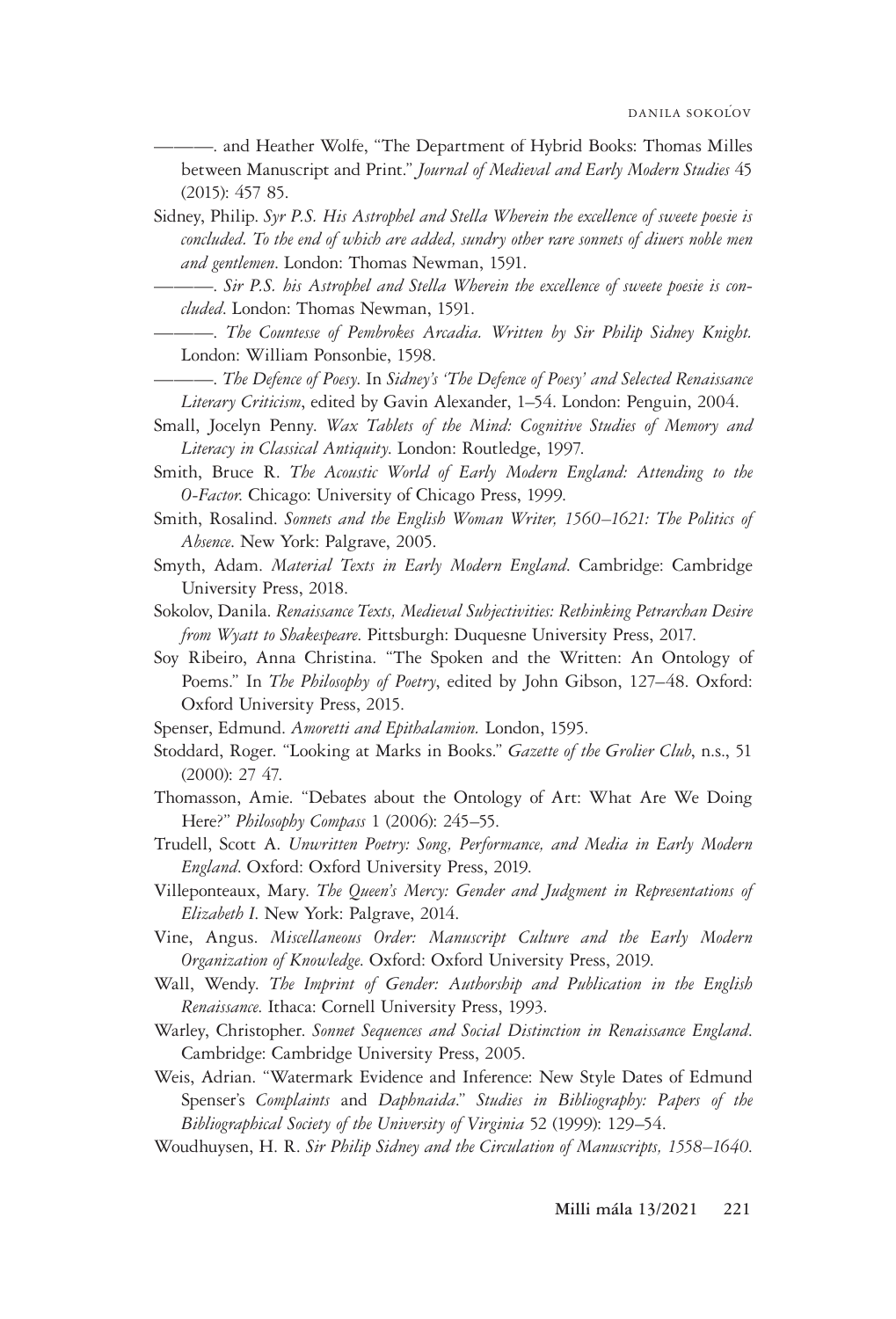———. and Heather Wolfe, "The Department of Hybrid Books: Thomas Milles between Manuscript and Print." *Journal of Medieval and Early Modern Studies* 45 (2015): 457 85.

Sidney, Philip. *Syr P.S. His Astrophel and Stella Wherein the excellence of sweete poesie is concluded. To the end of which are added, sundry other rare sonnets of diuers noble men and gentlemen*. London: Thomas Newman, 1591.

———. *Sir P.S. his Astrophel and Stella Wherein the excellence of sweete poesie is concluded*. London: Thomas Newman, 1591.

———. *The Countesse of Pembrokes Arcadia. Written by Sir Philip Sidney Knight.* London: William Ponsonbie, 1598.

———. *The Defence of Poesy*. In *Sidney's 'The Defence of Poesy' and Selected Renaissance Literary Criticism*, edited by Gavin Alexander, 1–54. London: Penguin, 2004.

Small, Jocelyn Penny. *Wax Tablets of the Mind: Cognitive Studies of Memory and Literacy in Classical Antiquity*. London: Routledge, 1997.

Smith, Bruce R. *The Acoustic World of Early Modern England: Attending to the O-Factor*. Chicago: University of Chicago Press, 1999.

Smith, Rosalind. *Sonnets and the English Woman Writer, 1560–1621: The Politics of Absence*. New York: Palgrave, 2005.

Smyth, Adam. *Material Texts in Early Modern England*. Cambridge: Cambridge University Press, 2018.

Sokolov, Danila. *Renaissance Texts, Medieval Subjectivities: Rethinking Petrarchan Desire from Wyatt to Shakespeare*. Pittsburgh: Duquesne University Press, 2017.

Soy Ribeiro, Anna Christina. "The Spoken and the Written: An Ontology of Poems." In *The Philosophy of Poetry*, edited by John Gibson, 127–48. Oxford: Oxford University Press, 2015.

Spenser, Edmund. *Amoretti and Epithalamion*. London, 1595.

Stoddard, Roger. "Looking at Marks in Books." *Gazette of the Grolier Club*, n.s., 51 (2000): 27 47.

Thomasson, Amie. "Debates about the Ontology of Art: What Are We Doing Here?" *Philosophy Compass* 1 (2006): 245–55.

Trudell, Scott A. *Unwritten Poetry: Song, Performance, and Media in Early Modern England*. Oxford: Oxford University Press, 2019.

Villeponteaux, Mary. *The Queen's Mercy: Gender and Judgment in Representations of Elizabeth I*. New York: Palgrave, 2014.

Vine, Angus. *Miscellaneous Order: Manuscript Culture and the Early Modern Organization of Knowledge*. Oxford: Oxford University Press, 2019.

Wall, Wendy. *The Imprint of Gender: Authorship and Publication in the English Renaissance*. Ithaca: Cornell University Press, 1993.

Warley, Christopher. *Sonnet Sequences and Social Distinction in Renaissance England*. Cambridge: Cambridge University Press, 2005.

Weis, Adrian. "Watermark Evidence and Inference: New Style Dates of Edmund Spenser's *Complaints* and *Daphnaida*." *Studies in Bibliography: Papers of the Bibliographical Society of the University of Virginia* 52 (1999): 129–54.

Woudhuysen, H. R. *Sir Philip Sidney and the Circulation of Manuscripts, 1558–1640*.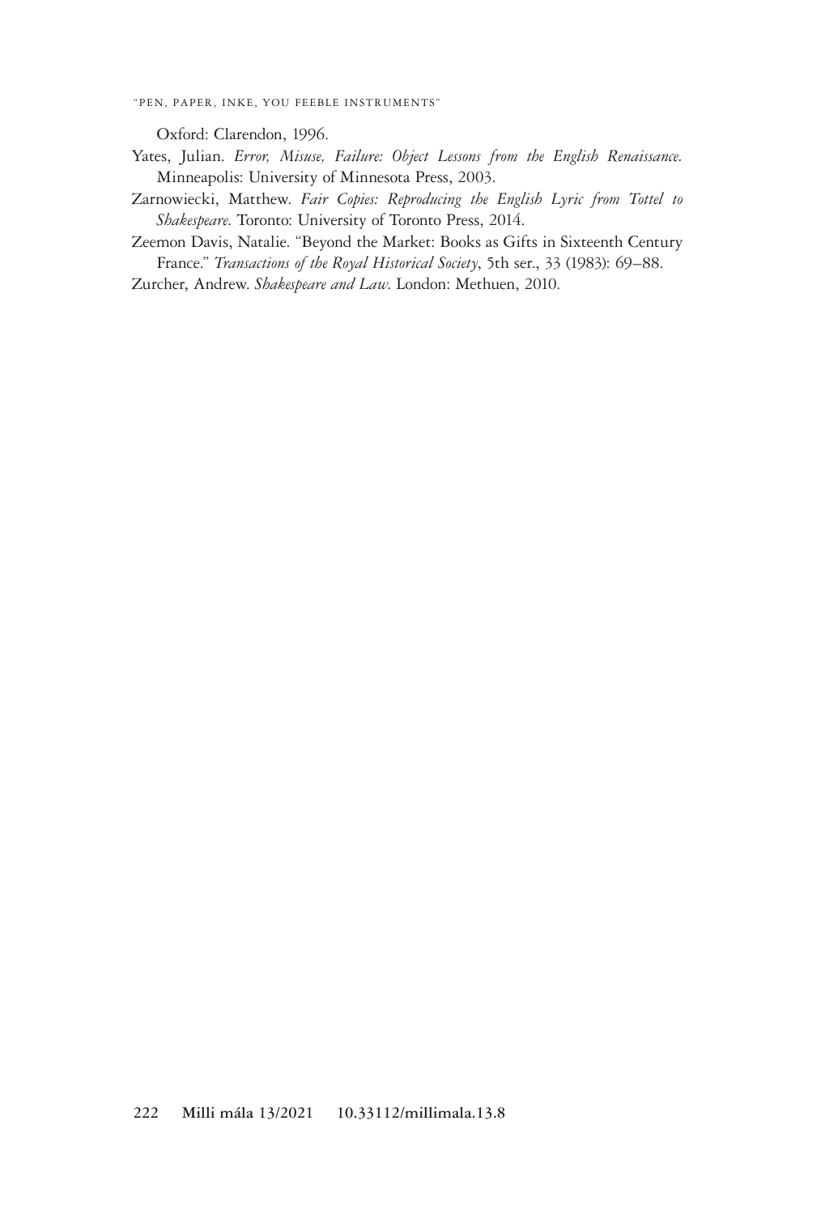Oxford: Clarendon, 1996.

Yates, Julian. *Error, Misuse, Failure: Object Lessons from the English Renaissance.* Minneapolis: University of Minnesota Press, 2003.

Zarnowiecki, Matthew. *Fair Copies: Reproducing the English Lyric from Tottel to Shakespeare.* Toronto: University of Toronto Press, 2014.

Zeemon Davis, Natalie. "Beyond the Market: Books as Gifts in Sixteenth Century France." *Transactions of the Royal Historical Society*, 5th ser., 33 (1983): 69–88.

Zurcher, Andrew. *Shakespeare and Law.* London: Methuen, 2010.